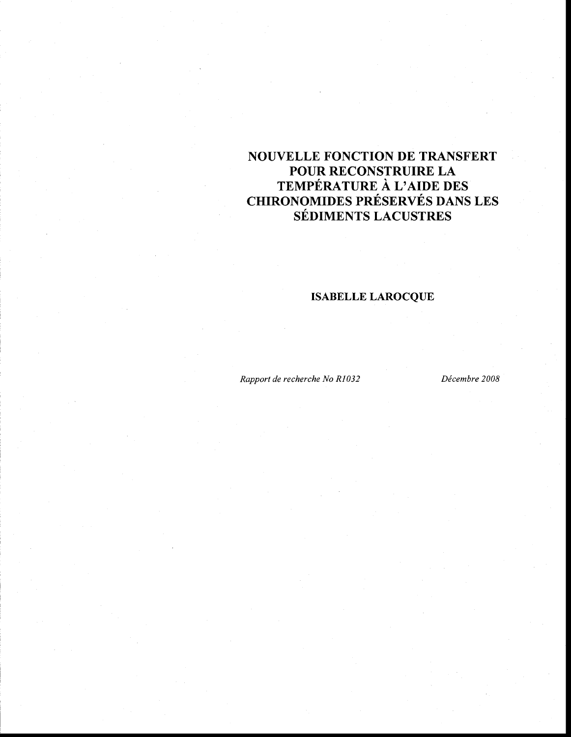# NOUVELLE FONCTION DE TRANSFERT POUR RECONSTRUIRE LA TEMPÉRATURE À L'AIDE DES CHIRONOMIDES PRÉSERVÉS DANS LES SÉDIMENTS LACUSTRES

**ISABELLE LAROCQUE**

*Rapport de recherche No R1032* *Décembre 2008*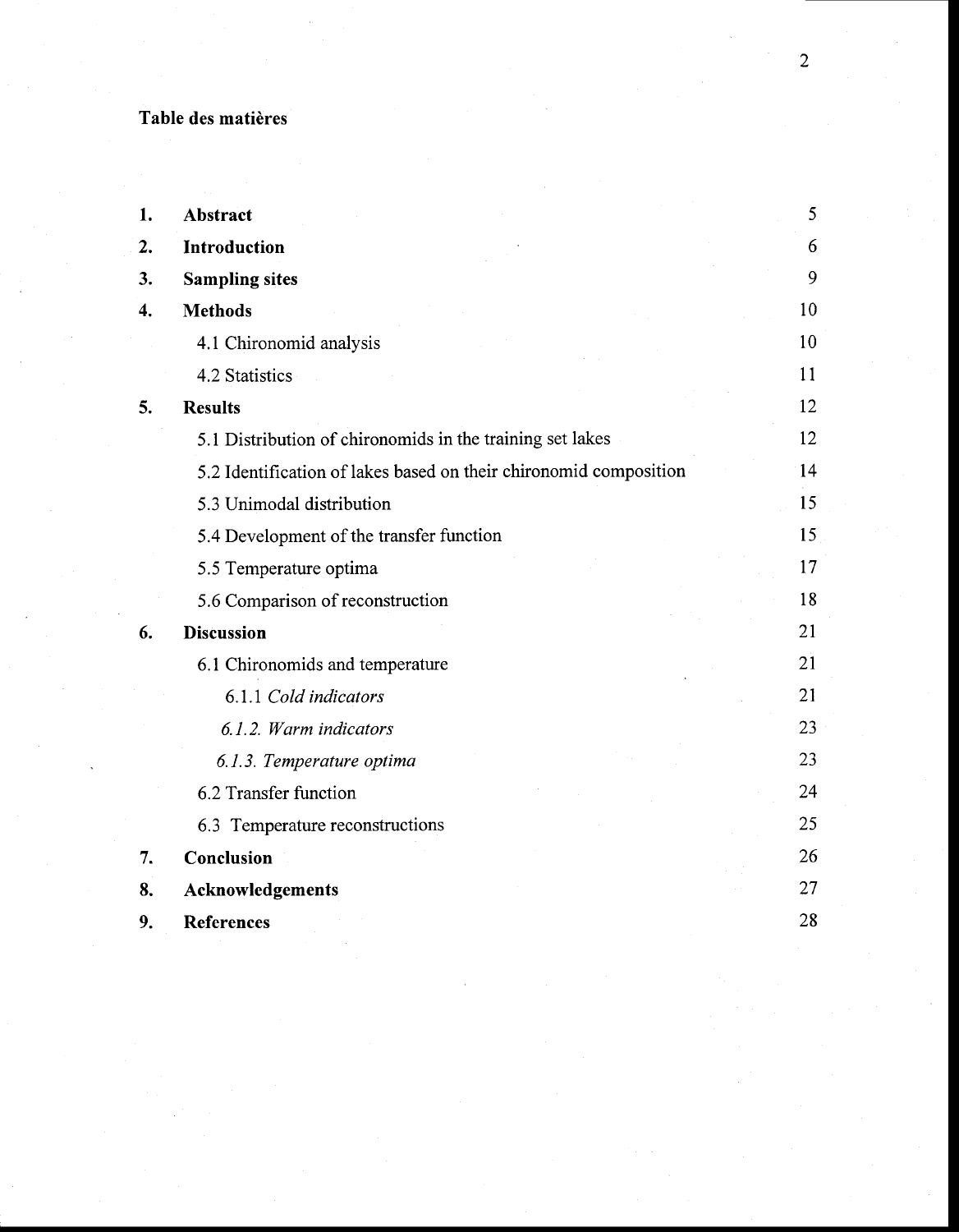## Table des matières

| | | |
|---|---|---|
| **1.** | **Abstract** | 5 |
| **2.** | **Introduction** | 6 |
| **3.** | **Sampling sites** | 9 |
| **4.** | **Methods** | 10 |
| | 4.1 Chironomid analysis | 10 |
| | 4.2 Statistics | 11 |
| **5.** | **Results** | 12 |
| | 5.1 Distribution of chironomids in the training set lakes | 12 |
| | 5.2 Identification of lakes based on their chironomid composition | 14 |
| | 5.3 Unimodal distribution | 15 |
| | 5.4 Development of the transfer function | 15 |
| | 5.5 Temperature optima | 17 |
| | 5.6 Comparison of reconstruction | 18 |
| **6.** | **Discussion** | 21 |
| | 6.1 Chironomids and temperature | 21 |
| | 6.1.1 *Cold indicators* | 21 |
| | *6.1.2. Warm indicators* | 23 |
| | *6.1.3. Temperature optima* | 23 |
| | 6.2 Transfer function | 24 |
| | 6.3 Temperature reconstructions | 25 |
| **7.** | **Conclusion** | 26 |
| **8.** | **Acknowledgements** | 27 |
| **9.** | **References** | 28 |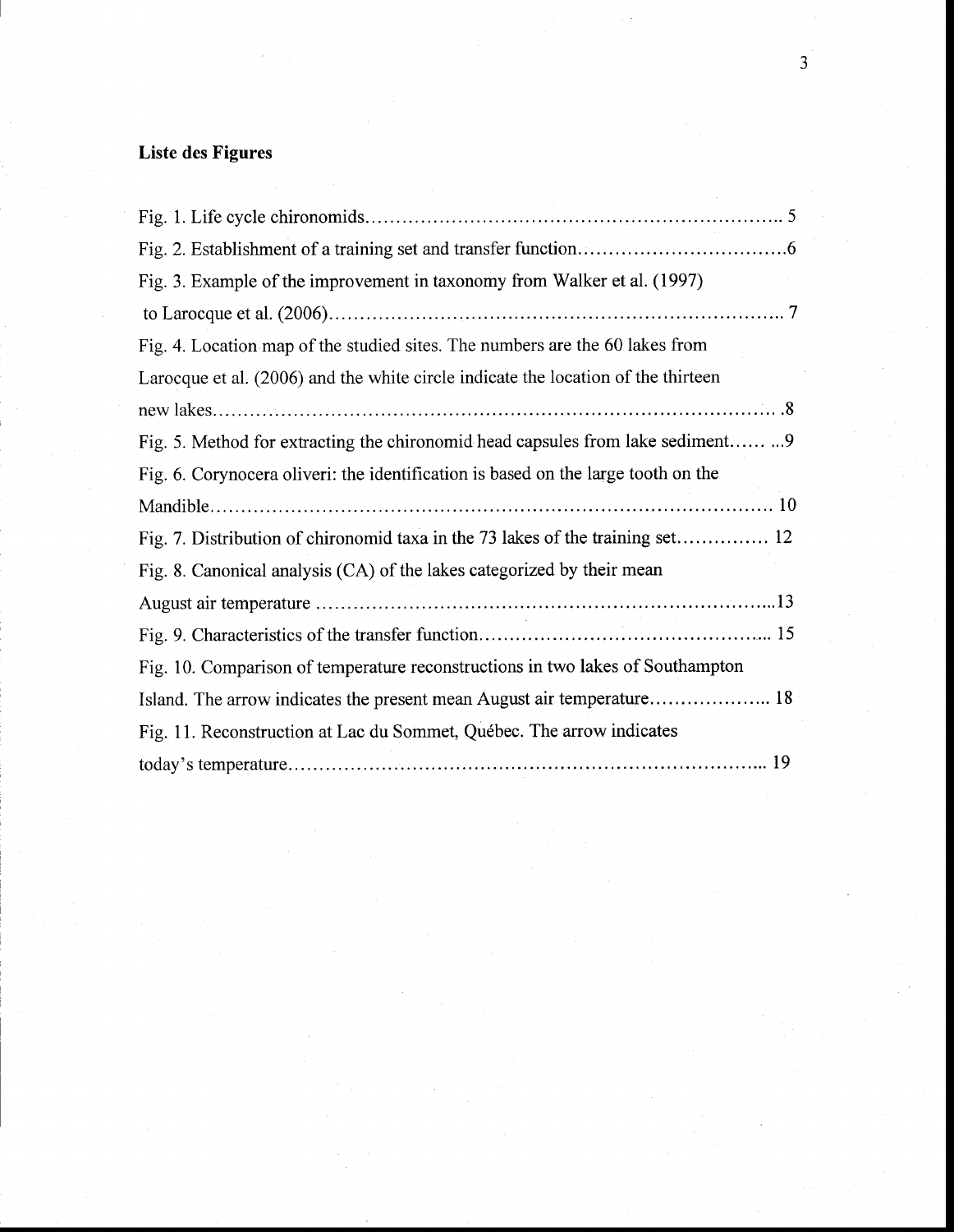## Liste des Figures

Fig. 1. Life cycle chironomids.................................................................. 5

Fig. 2. Establishment of a training set and transfer function..................................6

Fig. 3. Example of the improvement in taxonomy from Walker et al. (1997) to Larocque et al. (2006)........................................................................ 7

Fig. 4. Location map of the studied sites. The numbers are the 60 lakes from Larocque et al. (2006) and the white circle indicate the location of the thirteen new lakes.................................................................................. .8

Fig. 5. Method for extracting the chironomid head capsules from lake sediment...... ...9

Fig. 6. Corynocera oliveri: the identification is based on the large tooth on the Mandible.................................................................................. 10

Fig. 7. Distribution of chironomid taxa in the 73 lakes of the training set............... 12

Fig. 8. Canonical analysis (CA) of the lakes categorized by their mean August air temperature ..........................................................................13

Fig. 9. Characteristics of the transfer function............................................... 15

Fig. 10. Comparison of temperature reconstructions in two lakes of Southampton Island. The arrow indicates the present mean August air temperature.................. 18

Fig. 11. Reconstruction at Lac du Sommet, Québec. The arrow indicates today's temperature......................................................................... 19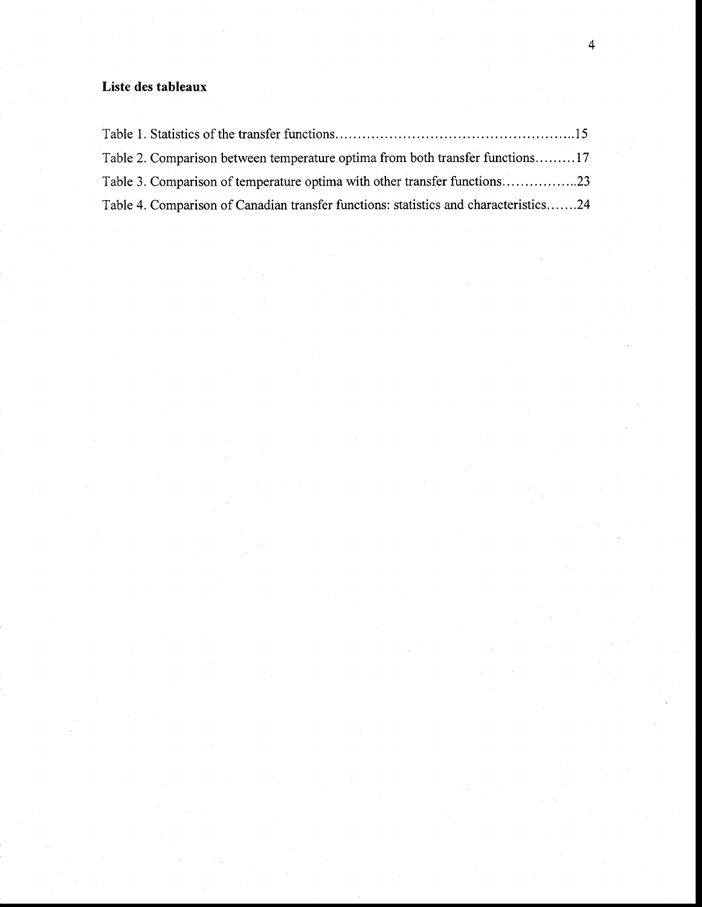## Liste des tableaux

Table 1. Statistics of the transfer functions........................................................15

Table 2. Comparison between temperature optima from both transfer functions.........17

Table 3. Comparison of temperature optima with other transfer functions..................23

Table 4. Comparison of Canadian transfer functions: statistics and characteristics.......24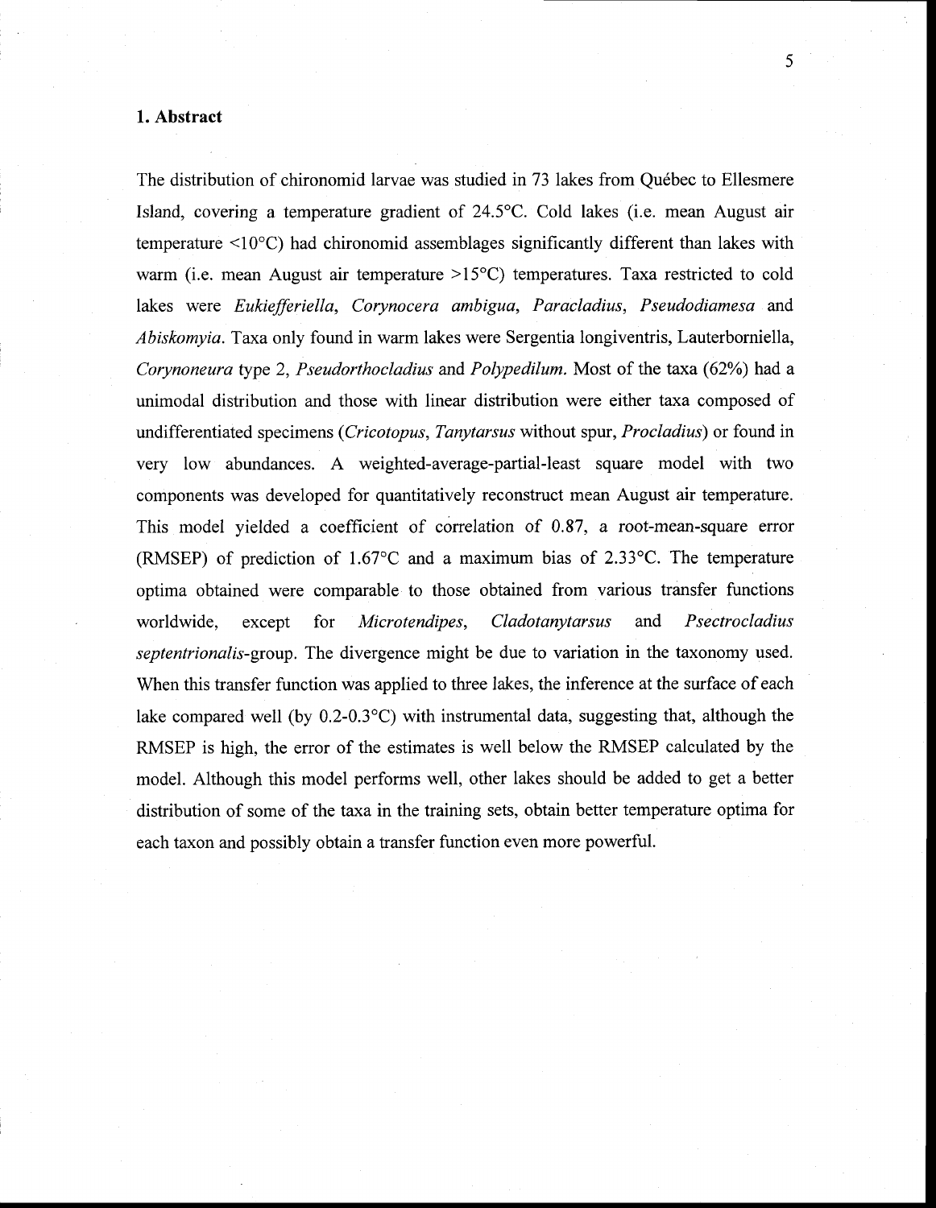## 1. Abstract

The distribution of chironomid larvae was studied in 73 lakes from Québec to Ellesmere Island, covering a temperature gradient of 24.5°C. Cold lakes (i.e. mean August air temperature <10°C) had chironomid assemblages significantly different than lakes with warm (i.e. mean August air temperature >15°C) temperatures. Taxa restricted to cold lakes were *Eukiefferiella*, *Corynocera ambigua*, *Paracladius*, *Pseudodiamesa* and *Abiskomyia*. Taxa only found in warm lakes were Sergentia longiventris, Lauterborniella, *Corynoneura* type 2, *Pseudorthocladius* and *Polypedilum*. Most of the taxa (62%) had a unimodal distribution and those with linear distribution were either taxa composed of undifferentiated specimens (*Cricotopus*, *Tanytarsus* without spur, *Procladius*) or found in very low abundances. A weighted-average-partial-least square model with two components was developed for quantitatively reconstruct mean August air temperature. This model yielded a coefficient of correlation of 0.87, a root-mean-square error (RMSEP) of prediction of 1.67°C and a maximum bias of 2.33°C. The temperature optima obtained were comparable to those obtained from various transfer functions worldwide, except for *Microtendipes*, *Cladotanytarsus* and *Psectrocladius septentrionalis*-group. The divergence might be due to variation in the taxonomy used. When this transfer function was applied to three lakes, the inference at the surface of each lake compared well (by 0.2-0.3°C) with instrumental data, suggesting that, although the RMSEP is high, the error of the estimates is well below the RMSEP calculated by the model. Although this model performs well, other lakes should be added to get a better distribution of some of the taxa in the training sets, obtain better temperature optima for each taxon and possibly obtain a transfer function even more powerful.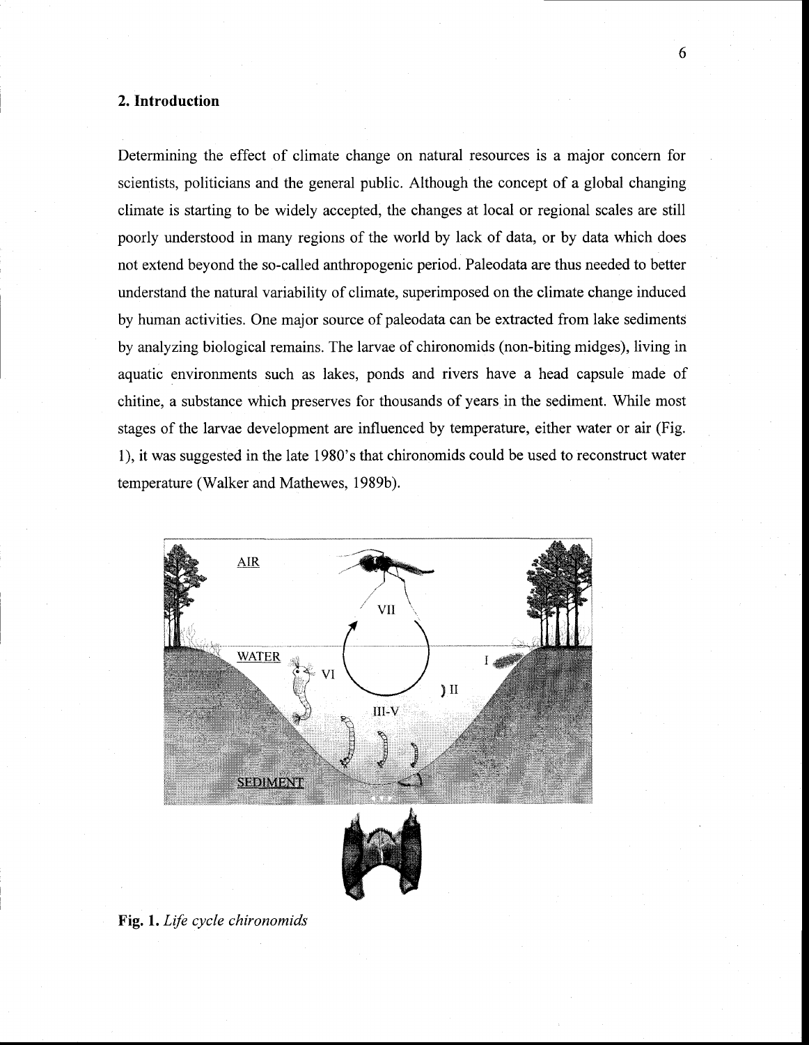## 2. Introduction

Determining the effect of climate change on natural resources is a major concern for scientists, politicians and the general public. Although the concept of a global changing climate is starting to be widely accepted, the changes at local or regional scales are still poorly understood in many regions of the world by lack of data, or by data which does not extend beyond the so-called anthropogenic period. Paleodata are thus needed to better understand the natural variability of climate, superimposed on the climate change induced by human activities. One major source of paleodata can be extracted from lake sediments by analyzing biological remains. The larvae of chironomids (non-biting midges), living in aquatic environments such as lakes, ponds and rivers have a head capsule made of chitine, a substance which preserves for thousands of years in the sediment. While most stages of the larvae development are influenced by temperature, either water or air (Fig. 1), it was suggested in the late 1980's that chironomids could be used to reconstruct water temperature (Walker and Mathewes, 1989b).

**Fig. 1.** *Life cycle chironomids*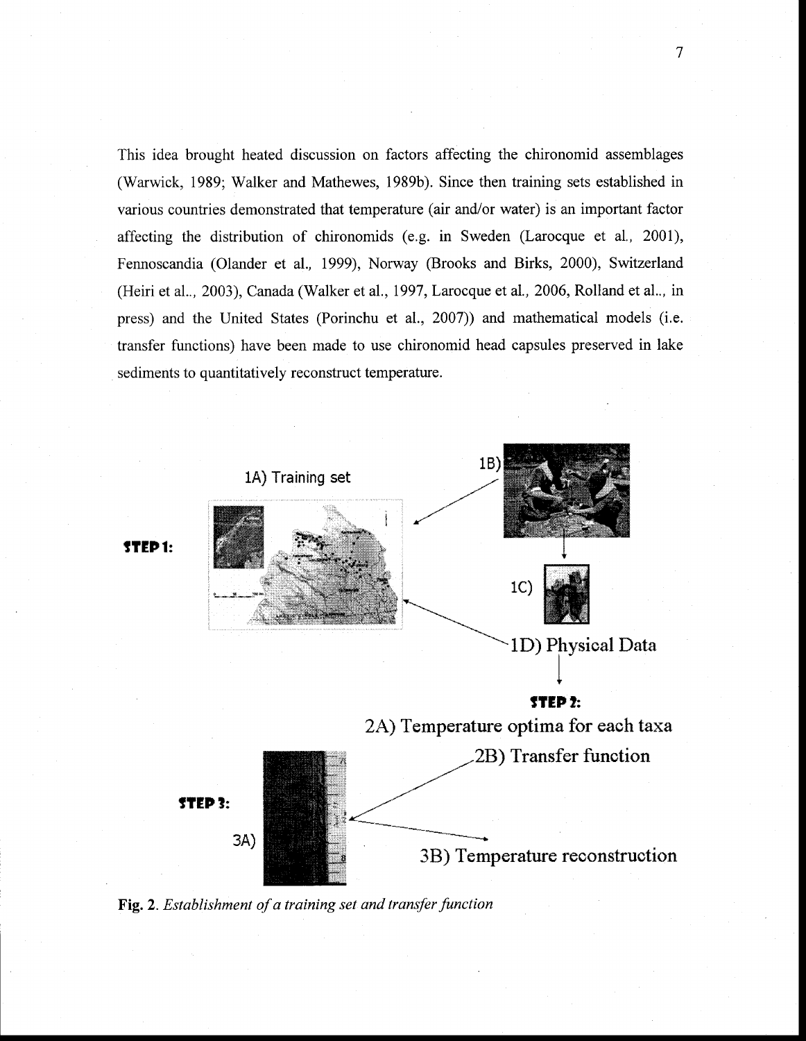This idea brought heated discussion on factors affecting the chironomid assemblages (Warwick, 1989; Walker and Mathewes, 1989b). Since then training sets established in various countries demonstrated that temperature (air and/or water) is an important factor affecting the distribution of chironomids (e.g. in Sweden (Larocque et al., 2001), Fennoscandia (Olander et al., 1999), Norway (Brooks and Birks, 2000), Switzerland (Heiri et al.., 2003), Canada (Walker et al., 1997, Larocque et al., 2006, Rolland et al.., in press) and the United States (Porinchu et al., 2007)) and mathematical models (i.e. transfer functions) have been made to use chironomid head capsules preserved in lake sediments to quantitatively reconstruct temperature.

**STEP 1:**

1A) Training set

1B)

1C)

1D) Physical Data

**STEP 2:**

2A) Temperature optima for each taxa

2B) Transfer function

**STEP 3:**

3A)

3B) Temperature reconstruction

**Fig. 2**. *Establishment of a training set and transfer function*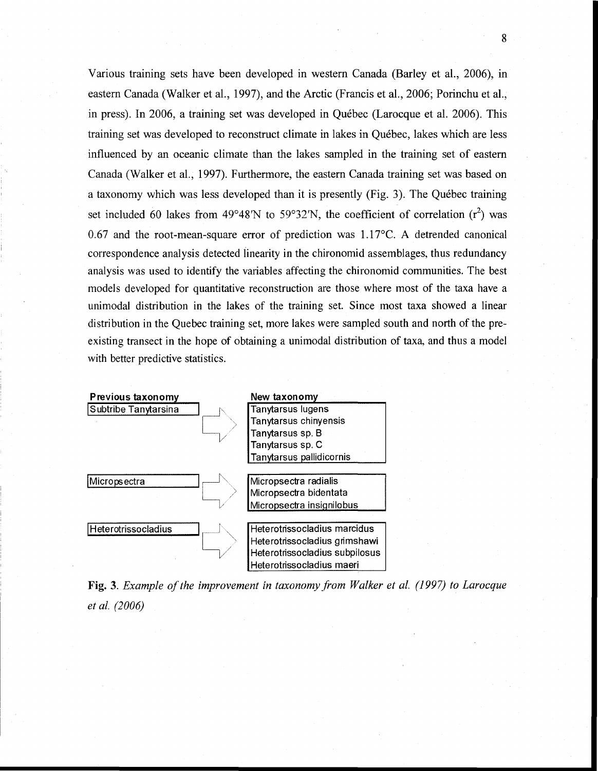Various training sets have been developed in western Canada (Barley et al., 2006), in eastern Canada (Walker et al., 1997), and the Arctic (Francis et al., 2006; Porinchu et al., in press). In 2006, a training set was developed in Québec (Larocque et al. 2006). This training set was developed to reconstruct climate in lakes in Québec, lakes which are less influenced by an oceanic climate than the lakes sampled in the training set of eastern Canada (Walker et al., 1997). Furthermore, the eastern Canada training set was based on a taxonomy which was less developed than it is presently (Fig. 3). The Québec training set included 60 lakes from 49°48'N to 59°32'N, the coefficient of correlation ($r^2$) was 0.67 and the root-mean-square error of prediction was 1.17°C. A detrended canonical correspondence analysis detected linearity in the chironomid assemblages, thus redundancy analysis was used to identify the variables affecting the chironomid communities. The best models developed for quantitative reconstruction are those where most of the taxa have a unimodal distribution in the lakes of the training set. Since most taxa showed a linear distribution in the Quebec training set, more lakes were sampled south and north of the pre-existing transect in the hope of obtaining a unimodal distribution of taxa, and thus a model with better predictive statistics.

| Previous taxonomy | | New taxonomy |
|---|---|---|
| Subtribe Tanytarsina | → | Tanytarsus lugens<br>Tanytarsus chinyensis<br>Tanytarsus sp. B<br>Tanytarsus sp. C<br>Tanytarsus pallidicornis |
| Micropsectra | → | Micropsectra radialis<br>Micropsectra bidentata<br>Micropsectra insignilobus |
| Heterotrissocladius | → | Heterotrissocladius marcidus<br>Heterotrissocladius grimshawi<br>Heterotrissocladius subpilosus<br>Heterotrissocladius maeri |

**Fig. 3**. *Example of the improvement in taxonomy from Walker et al. (1997) to Larocque et al. (2006)*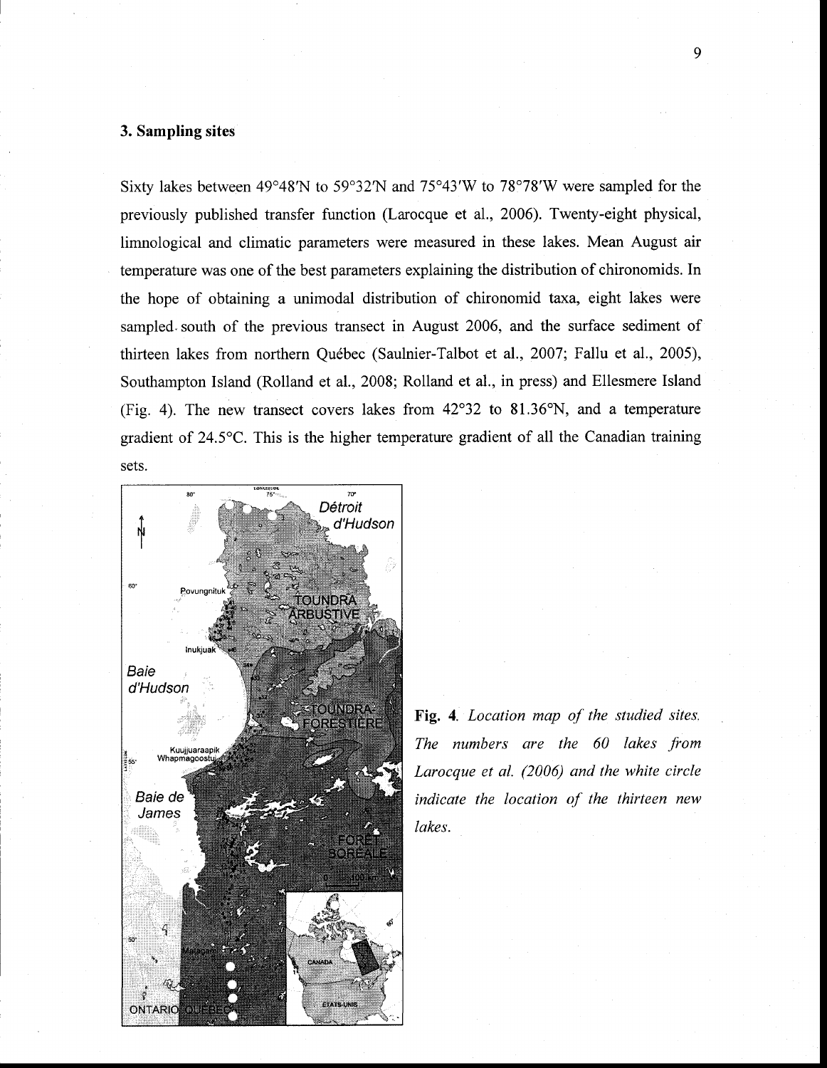## 3. Sampling sites

Sixty lakes between 49°48′N to 59°32′N and 75°43′W to 78°78′W were sampled for the previously published transfer function (Larocque et al., 2006). Twenty-eight physical, limnological and climatic parameters were measured in these lakes. Mean August air temperature was one of the best parameters explaining the distribution of chironomids. In the hope of obtaining a unimodal distribution of chironomid taxa, eight lakes were sampled south of the previous transect in August 2006, and the surface sediment of thirteen lakes from northern Québec (Saulnier-Talbot et al., 2007; Fallu et al., 2005), Southampton Island (Rolland et al., 2008; Rolland et al., in press) and Ellesmere Island (Fig. 4). The new transect covers lakes from 42°32 to 81.36°N, and a temperature gradient of 24.5°C. This is the higher temperature gradient of all the Canadian training sets.

**Fig. 4**. *Location map of the studied sites. The numbers are the 60 lakes from Larocque et al. (2006) and the white circle indicate the location of the thirteen new lakes.*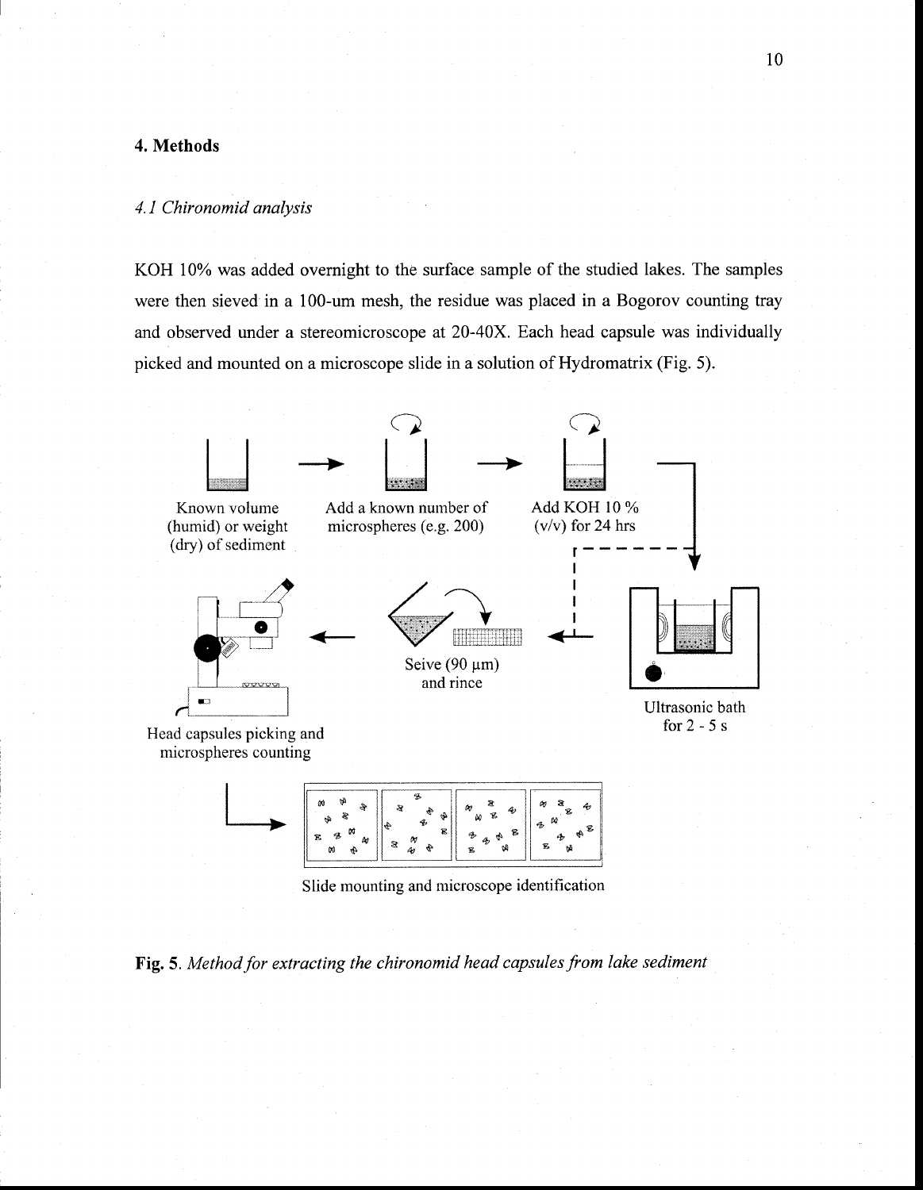## 4. Methods

### *4.1 Chironomid analysis*

KOH 10% was added overnight to the surface sample of the studied lakes. The samples were then sieved in a 100-um mesh, the residue was placed in a Bogorov counting tray and observed under a stereomicroscope at 20-40X. Each head capsule was individually picked and mounted on a microscope slide in a solution of Hydromatrix (Fig. 5).

**Fig. 5.** *Method for extracting the chironomid head capsules from lake sediment*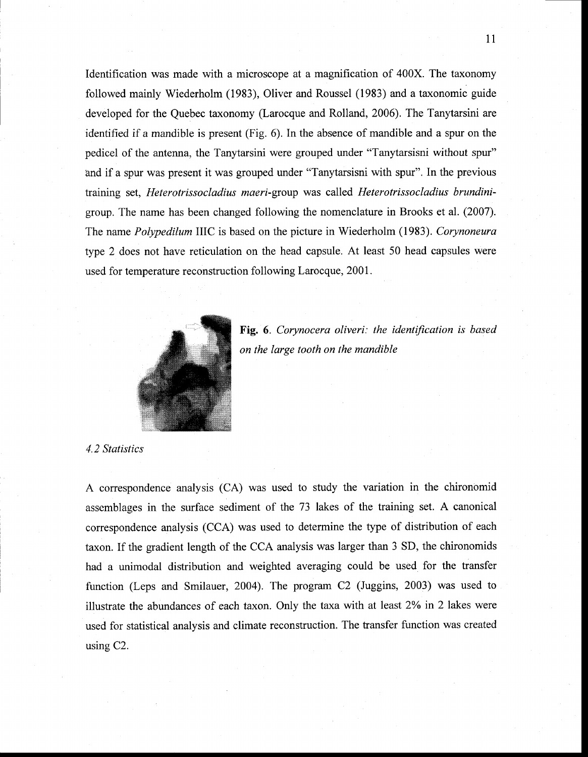Identification was made with a microscope at a magnification of 400X. The taxonomy followed mainly Wiederholm (1983), Oliver and Roussel (1983) and a taxonomic guide developed for the Quebec taxonomy (Larocque and Rolland, 2006). The Tanytarsini are identified if a mandible is present (Fig. 6). In the absence of mandible and a spur on the pedicel of the antenna, the Tanytarsini were grouped under "Tanytarsisni without spur" and if a spur was present it was grouped under "Tanytarsisni with spur". In the previous training set, *Heterotrissocladius maeri*-group was called *Heterotrissocladius brundini*-group. The name has been changed following the nomenclature in Brooks et al. (2007). The name *Polypedilum* IIIC is based on the picture in Wiederholm (1983). *Corynoneura* type 2 does not have reticulation on the head capsule. At least 50 head capsules were used for temperature reconstruction following Larocque, 2001.

**Fig. 6**. *Corynocera oliveri: the identification is based on the large tooth on the mandible*

*4.2 Statistics*

A correspondence analysis (CA) was used to study the variation in the chironomid assemblages in the surface sediment of the 73 lakes of the training set. A canonical correspondence analysis (CCA) was used to determine the type of distribution of each taxon. If the gradient length of the CCA analysis was larger than 3 SD, the chironomids had a unimodal distribution and weighted averaging could be used for the transfer function (Leps and Smilauer, 2004). The program C2 (Juggins, 2003) was used to illustrate the abundances of each taxon. Only the taxa with at least 2% in 2 lakes were used for statistical analysis and climate reconstruction. The transfer function was created using C2.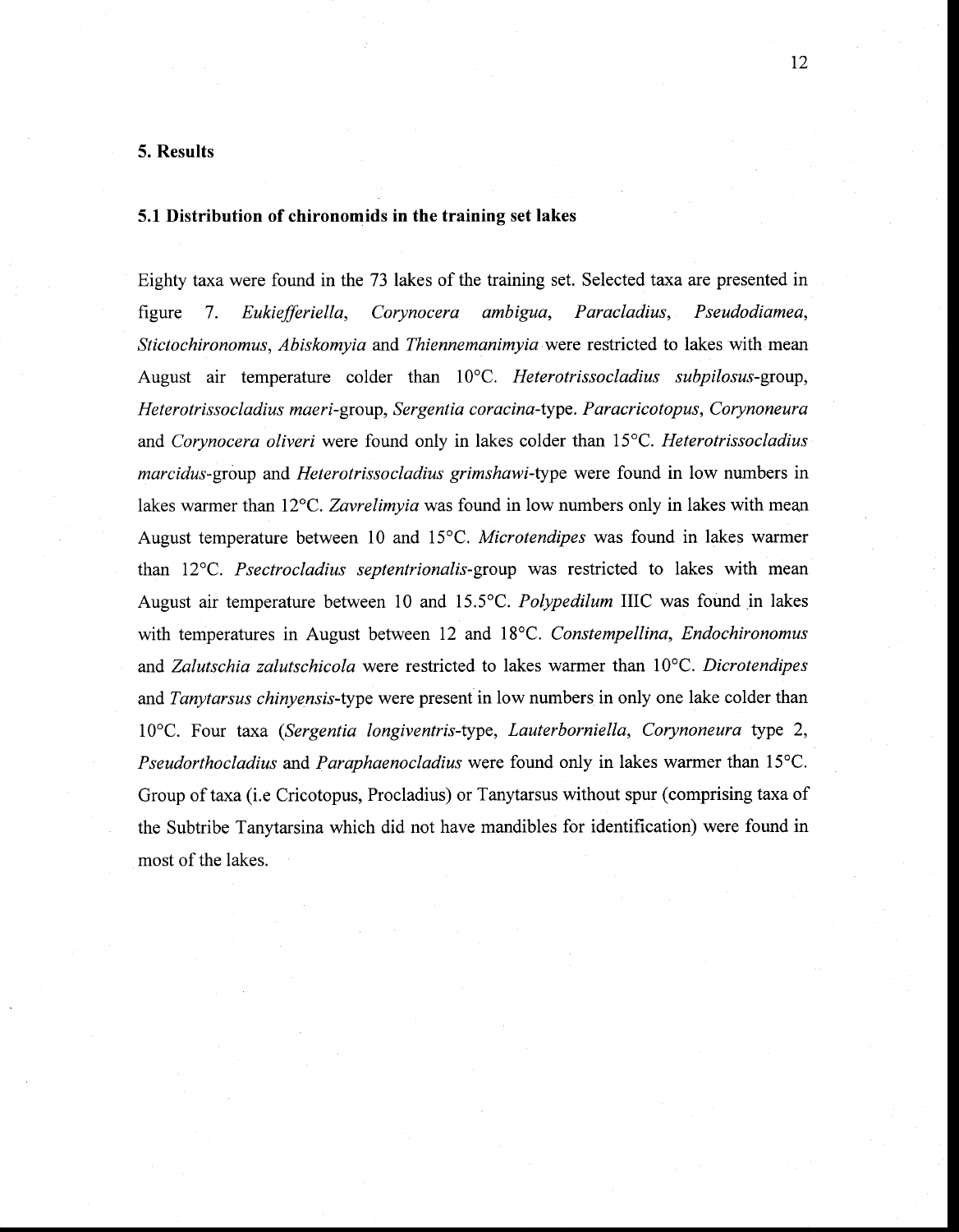## 5. Results

### 5.1 Distribution of chironomids in the training set lakes

Eighty taxa were found in the 73 lakes of the training set. Selected taxa are presented in figure 7. *Eukiefferiella*, *Corynocera ambigua*, *Paracladius*, *Pseudodiamea*, *Stictochironomus*, *Abiskomyia* and *Thiennemanimyia* were restricted to lakes with mean August air temperature colder than 10°C. *Heterotrissocladius subpilosus*-group, *Heterotrissocladius maeri*-group, *Sergentia coracina*-type. *Paracricotopus*, *Corynoneura* and *Corynocera oliveri* were found only in lakes colder than 15°C. *Heterotrissocladius marcidus*-group and *Heterotrissocladius grimshawi*-type were found in low numbers in lakes warmer than 12°C. *Zavrelimyia* was found in low numbers only in lakes with mean August temperature between 10 and 15°C. *Microtendipes* was found in lakes warmer than 12°C. *Psectrocladius septentrionalis*-group was restricted to lakes with mean August air temperature between 10 and 15.5°C. *Polypedilum* IIIC was found in lakes with temperatures in August between 12 and 18°C. *Constempellina*, *Endochironomus* and *Zalutschia zalutschicola* were restricted to lakes warmer than 10°C. *Dicrotendipes* and *Tanytarsus chinyensis*-type were present in low numbers in only one lake colder than 10°C. Four taxa (*Sergentia longiventris*-type, *Lauterborniella*, *Corynoneura* type 2, *Pseudorthocladius* and *Paraphaenocladius* were found only in lakes warmer than 15°C. Group of taxa (i.e Cricotopus, Procladius) or Tanytarsus without spur (comprising taxa of the Subtribe Tanytarsina which did not have mandibles for identification) were found in most of the lakes.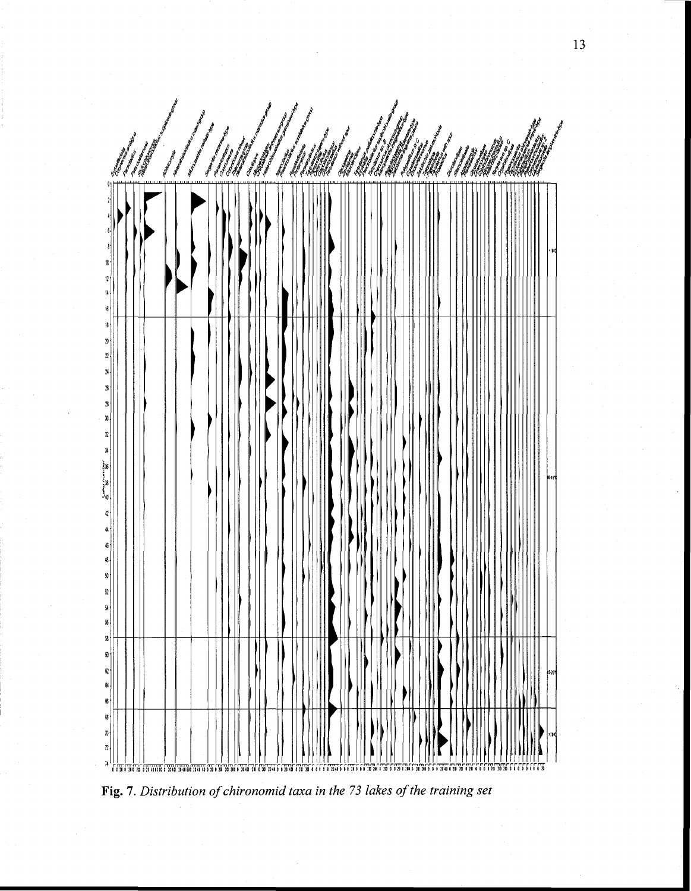**Fig. 7.** *Distribution of chironomid taxa in the 73 lakes of the training set*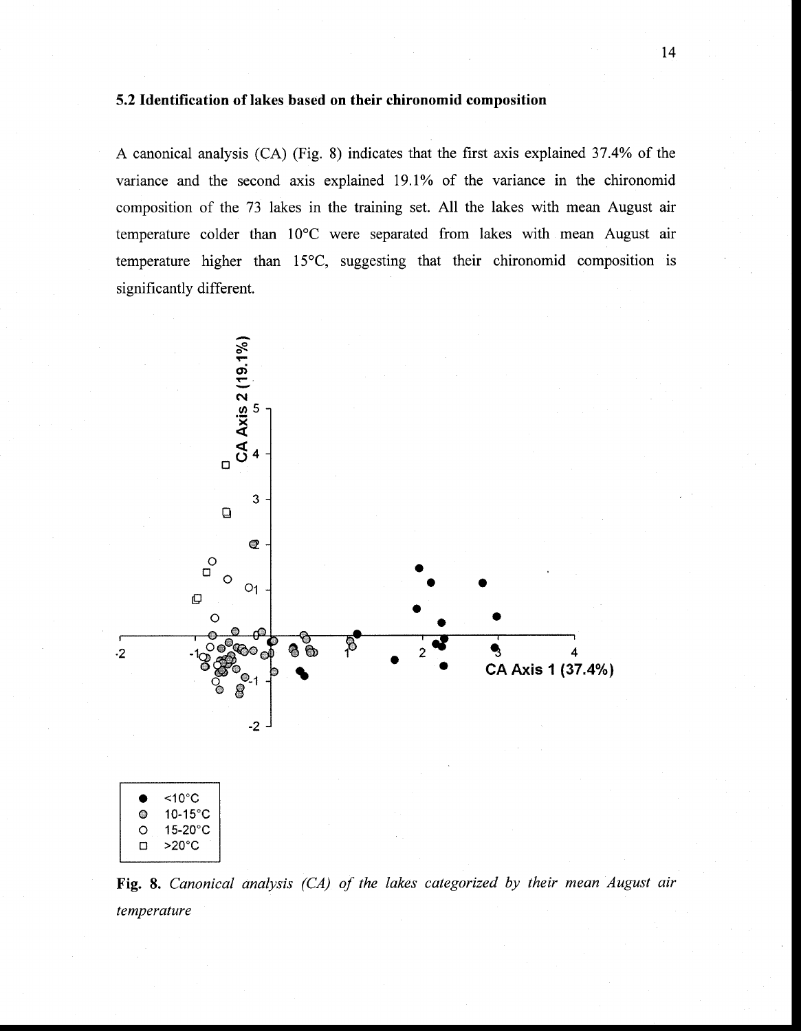### 5.2 Identification of lakes based on their chironomid composition

A canonical analysis (CA) (Fig. 8) indicates that the first axis explained 37.4% of the variance and the second axis explained 19.1% of the variance in the chironomid composition of the 73 lakes in the training set. All the lakes with mean August air temperature colder than 10°C were separated from lakes with mean August air temperature higher than 15°C, suggesting that their chironomid composition is significantly different.

**Fig. 8.** *Canonical analysis (CA) of the lakes categorized by their mean August air temperature*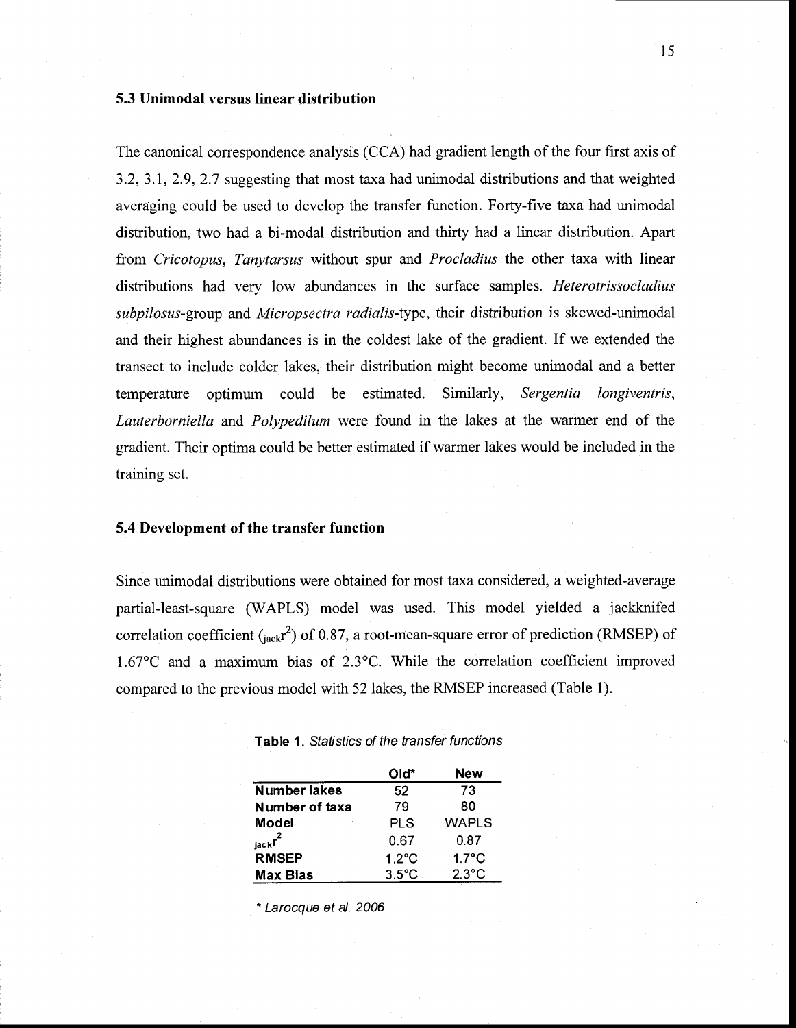### 5.3 Unimodal versus linear distribution

The canonical correspondence analysis (CCA) had gradient length of the four first axis of 3.2, 3.1, 2.9, 2.7 suggesting that most taxa had unimodal distributions and that weighted averaging could be used to develop the transfer function. Forty-five taxa had unimodal distribution, two had a bi-modal distribution and thirty had a linear distribution. Apart from *Cricotopus*, *Tanytarsus* without spur and *Procladius* the other taxa with linear distributions had very low abundances in the surface samples. *Heterotrissocladius subpilosus*-group and *Micropsectra radialis*-type, their distribution is skewed-unimodal and their highest abundances is in the coldest lake of the gradient. If we extended the transect to include colder lakes, their distribution might become unimodal and a better temperature optimum could be estimated. Similarly, *Sergentia longiventris*, *Lauterborniella* and *Polypedilum* were found in the lakes at the warmer end of the gradient. Their optima could be better estimated if warmer lakes would be included in the training set.

### 5.4 Development of the transfer function

Since unimodal distributions were obtained for most taxa considered, a weighted-average partial-least-square (WAPLS) model was used. This model yielded a jackknifed correlation coefficient (${}_{jack}r^2$) of 0.87, a root-mean-square error of prediction (RMSEP) of 1.67°C and a maximum bias of 2.3°C. While the correlation coefficient improved compared to the previous model with 52 lakes, the RMSEP increased (Table 1).

**Table 1**. *Statistics of the transfer functions*

| | Old* | New |
|---|---|---|
| **Number lakes** | 52 | 73 |
| **Number of taxa** | 79 | 80 |
| **Model** | PLS | WAPLS |
| ${}_{jack}r^2$ | 0.67 | 0.87 |
| **RMSEP** | 1.2°C | 1.7°C |
| **Max Bias** | 3.5°C | 2.3°C |

\* *Larocque et al. 2006*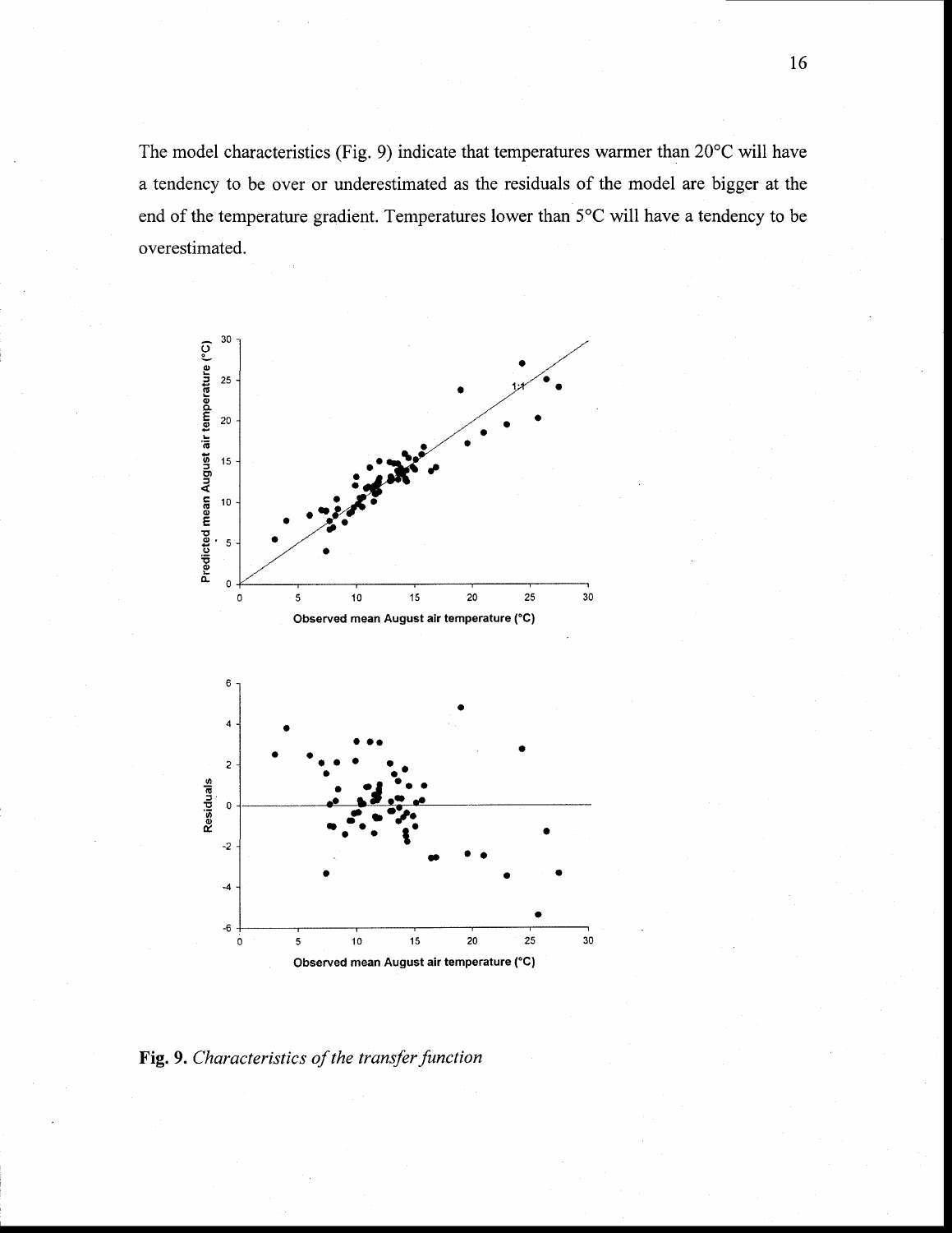The model characteristics (Fig. 9) indicate that temperatures warmer than 20°C will have a tendency to be over or underestimated as the residuals of the model are bigger at the end of the temperature gradient. Temperatures lower than 5°C will have a tendency to be overestimated.

**Fig. 9.** *Characteristics of the transfer function*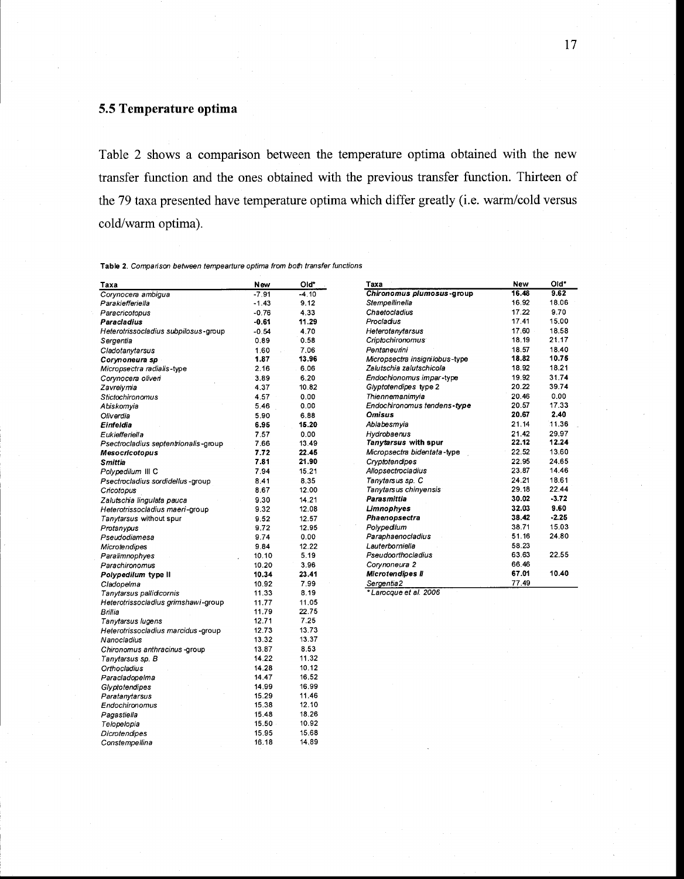## 5.5 Temperature optima

Table 2 shows a comparison between the temperature optima obtained with the new transfer function and the ones obtained with the previous transfer function. Thirteen of the 79 taxa presented have temperature optima which differ greatly (i.e. warm/cold versus cold/warm optima).

**Table 2.** *Comparison between tempearture optima from both transfer functions*

| Taxa | New | Old* |
|---|---|---|
| *Corynocera ambigua* | -7.91 | -4.10 |
| *Parakiefferiella* | -1.43 | 9.12 |
| *Paracricotopus* | -0.76 | 4.33 |
| ***Paracladius*** | **-0.61** | **11.29** |
| *Heterotrissocladius subpilosus*-group | -0.54 | 4.70 |
| *Sergentia* | 0.89 | 0.58 |
| *Cladotanytarsus* | 1.60 | 7.06 |
| ***Corynoneura sp*** | **1.87** | **13.96** |
| *Micropsectra radialis*-type | 2.16 | 6.06 |
| *Corynocera oliveri* | 3.89 | 6.20 |
| *Zavrelymia* | 4.37 | 10.82 |
| *Stictochironomus* | 4.57 | 0.00 |
| *Abiskomyia* | 5.46 | 0.00 |
| *Oliverdia* | 5.90 | 6.88 |
| ***Einfeldia*** | **6.95** | **15.20** |
| *Eukiefferiella* | 7.57 | 0.00 |
| *Psectrocladius septentrionalis*-group | 7.66 | 13.49 |
| ***Mesocricotopus*** | **7.72** | **22.45** |
| ***Smittia*** | **7.81** | **21.90** |
| *Polypedilum* III C | 7.94 | 15.21 |
| *Psectrocladius sordidellus*-group | 8.41 | 8.35 |
| *Cricotopus* | 8.67 | 12.00 |
| *Zalutschia lingulata pauca* | 9.30 | 14.21 |
| *Heterotrissocladius maeri*-group | 9.32 | 12.08 |
| *Tanytarsus* without spur | 9.52 | 12.57 |
| *Protanypus* | 9.72 | 12.95 |
| *Pseudodiamesa* | 9.74 | 0.00 |
| *Microtendipes* | 9.84 | 12.22 |
| *Paralimnophyes* | 10.10 | 5.19 |
| *Parachironomus* | 10.20 | 3.96 |
| ***Polypedilum* type II** | **10.34** | **23.41** |
| *Cladopelma* | 10.92 | 7.99 |
| *Tanytarsus pallidicornis* | 11.33 | 8.19 |
| *Heterotrissocladius grimshawi*-group | 11.77 | 11.05 |
| *Brillia* | 11.79 | 22.75 |
| *Tanytarsus lugens* | 12.71 | 7.25 |
| *Heterotrissocladius marcidus*-group | 12.73 | 13.73 |
| *Nanocladius* | 13.32 | 13.37 |
| *Chironomus anthracinus*-group | 13.87 | 8.53 |
| *Tanytarsus sp. B* | 14.22 | 11.32 |
| *Orthocladius* | 14.28 | 10.12 |
| *Paracladopelma* | 14.47 | 16.52 |
| *Glyptotendipes* | 14.99 | 16.99 |
| *Paratanytarsus* | 15.29 | 11.46 |
| *Endochironomus* | 15.38 | 12.10 |
| *Pagastiella* | 15.48 | 18.26 |
| *Telopelopia* | 15.50 | 10.92 |
| *Dicrotendipes* | 15.95 | 15.68 |
| *Constempellina* | 16.18 | 14.89 |
| ***Chironomus plumosus*-group** | **16.48** | **9.62** |
| *Stempellinella* | 16.92 | 18.06 |
| *Chaetocladius* | 17.22 | 9.70 |
| *Procladius* | 17.41 | 15.00 |
| *Heterotanytarsus* | 17.60 | 18.58 |
| *Criptochironomus* | 18.19 | 21.17 |
| *Pentaneurini* | 18.57 | 18.40 |
| ***Micropsectra insignilobus*-type** | **18.82** | **10.75** |
| *Zalutschia zalutschicola* | 18.92 | 18.21 |
| *Endochionomus impar*-type | 19.92 | 31.74 |
| *Glyptotendipes* type 2 | 20.22 | 39.74 |
| *Thiennemanimyia* | 20.46 | 0.00 |
| *Endochironomus tendens*-*type* | 20.57 | 17.33 |
| ***Omisus*** | **20.67** | **2.40** |
| *Ablabesmyia* | 21.14 | 11.36 |
| *Hydrobaenus* | 21.42 | 29.97 |
| ***Tanytarsus* with spur** | **22.12** | **12.24** |
| *Micropsectra bidentata*-type | 22.52 | 13.60 |
| *Cryptotendipes* | 22.95 | 24.65 |
| *Allopsectrocladius* | 23.87 | 14.46 |
| *Tanytarsus sp. C* | 24.21 | 18.61 |
| *Tanytarsus chinyensis* | 29.18 | 22.44 |
| ***Parasmittia*** | **30.02** | **-3.72** |
| ***Limnophyes*** | **32.03** | **9.60** |
| ***Phaenopsectra*** | **38.42** | **-2.25** |
| *Polypedilum* | 38.71 | 15.03 |
| *Paraphaenocladius* | 51.16 | 24.80 |
| *Lauterborniella* | 58.23 | |
| *Pseudoorthocladius* | 63.63 | 22.55 |
| *Corynoneura 2* | 66.46 | |
| ***Microtendipes II*** | **67.01** | **10.40** |
| *Sergentia2* | 77.49 | |

\* *Larocque et al. 2006*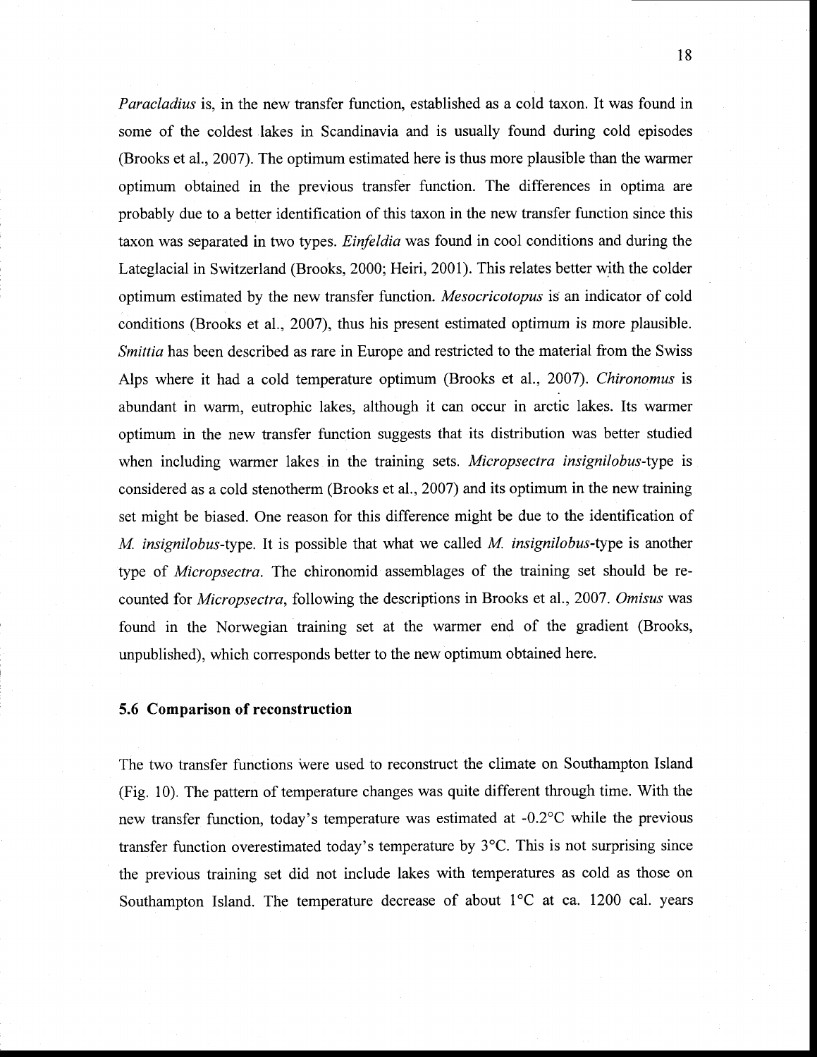*Paracladius* is, in the new transfer function, established as a cold taxon. It was found in some of the coldest lakes in Scandinavia and is usually found during cold episodes (Brooks et al., 2007). The optimum estimated here is thus more plausible than the warmer optimum obtained in the previous transfer function. The differences in optima are probably due to a better identification of this taxon in the new transfer function since this taxon was separated in two types. *Einfeldia* was found in cool conditions and during the Lateglacial in Switzerland (Brooks, 2000; Heiri, 2001). This relates better with the colder optimum estimated by the new transfer function. *Mesocricotopus* is an indicator of cold conditions (Brooks et al., 2007), thus his present estimated optimum is more plausible. *Smittia* has been described as rare in Europe and restricted to the material from the Swiss Alps where it had a cold temperature optimum (Brooks et al., 2007). *Chironomus* is abundant in warm, eutrophic lakes, although it can occur in arctic lakes. Its warmer optimum in the new transfer function suggests that its distribution was better studied when including warmer lakes in the training sets. *Micropsectra insignilobus*-type is considered as a cold stenotherm (Brooks et al., 2007) and its optimum in the new training set might be biased. One reason for this difference might be due to the identification of *M. insignilobus*-type. It is possible that what we called *M. insignilobus*-type is another type of *Micropsectra*. The chironomid assemblages of the training set should be re-counted for *Micropsectra*, following the descriptions in Brooks et al., 2007. *Omisus* was found in the Norwegian training set at the warmer end of the gradient (Brooks, unpublished), which corresponds better to the new optimum obtained here.

### 5.6 Comparison of reconstruction

The two transfer functions were used to reconstruct the climate on Southampton Island (Fig. 10). The pattern of temperature changes was quite different through time. With the new transfer function, today's temperature was estimated at -0.2°C while the previous transfer function overestimated today's temperature by 3°C. This is not surprising since the previous training set did not include lakes with temperatures as cold as those on Southampton Island. The temperature decrease of about 1°C at ca. 1200 cal. years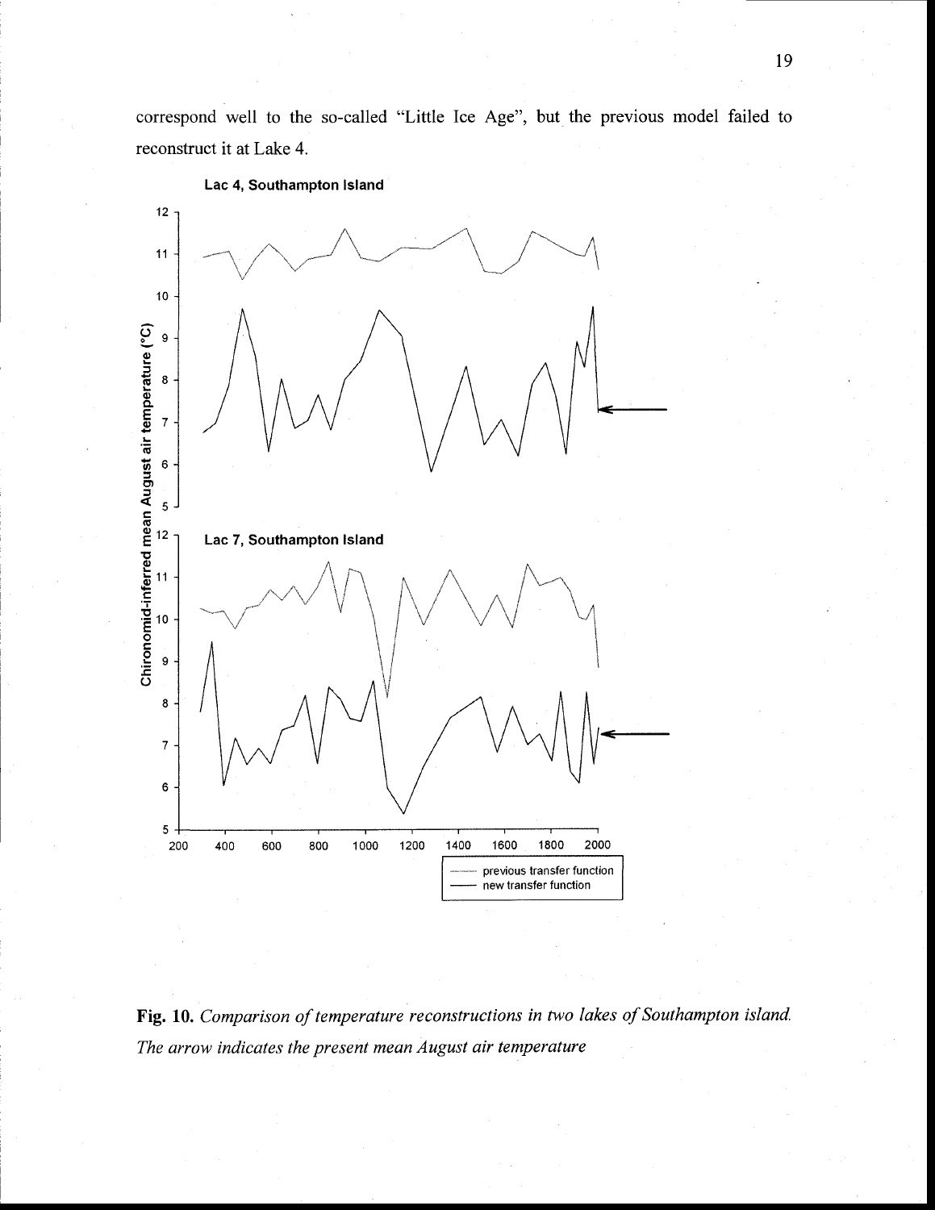correspond well to the so-called "Little Ice Age", but the previous model failed to reconstruct it at Lake 4.

**Fig. 10.** *Comparison of temperature reconstructions in two lakes of Southampton island. The arrow indicates the present mean August air temperature*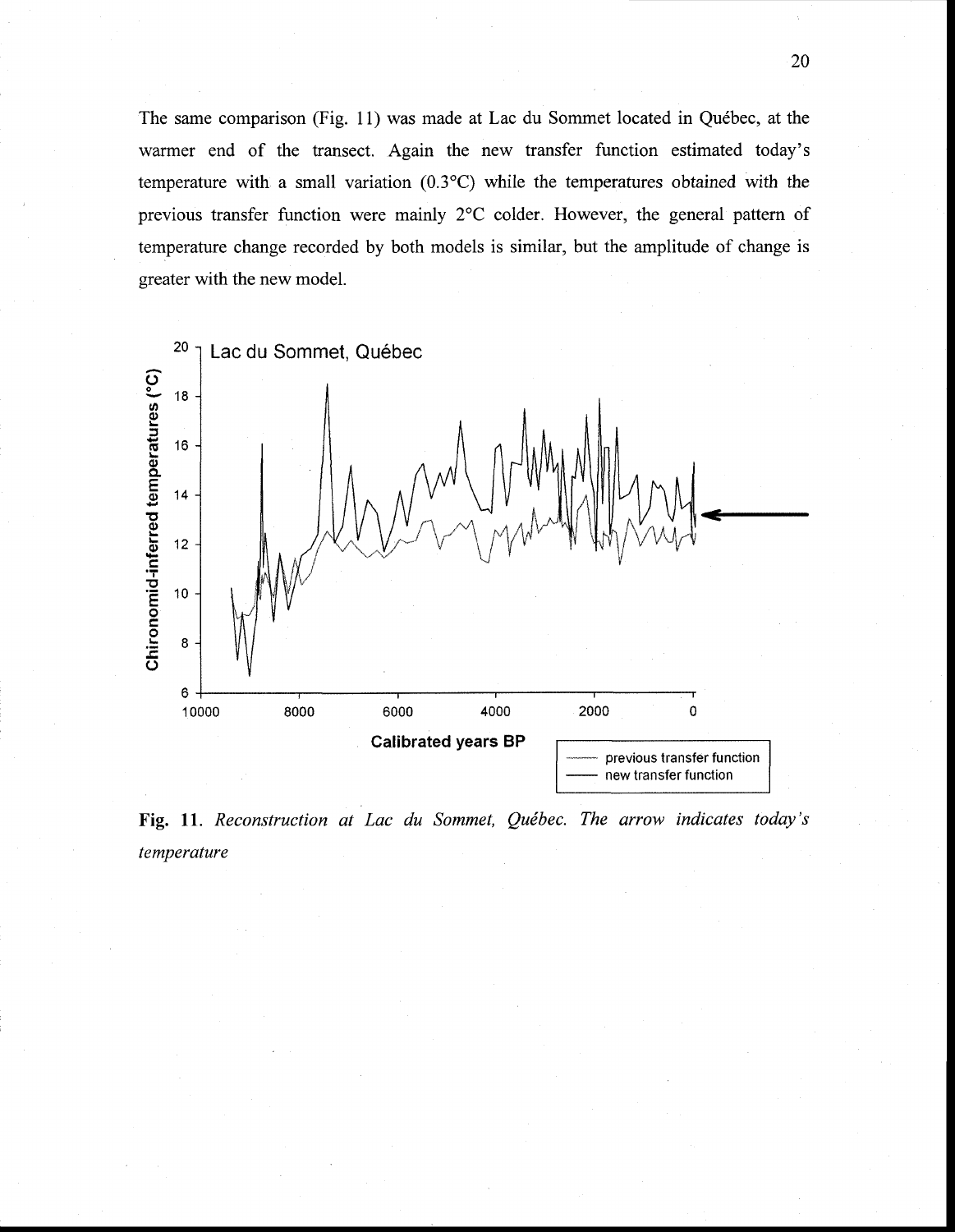The same comparison (Fig. 11) was made at Lac du Sommet located in Québec, at the warmer end of the transect. Again the new transfer function estimated today's temperature with a small variation (0.3°C) while the temperatures obtained with the previous transfer function were mainly 2°C colder. However, the general pattern of temperature change recorded by both models is similar, but the amplitude of change is greater with the new model.

**Fig. 11**. *Reconstruction at Lac du Sommet, Québec. The arrow indicates today's temperature*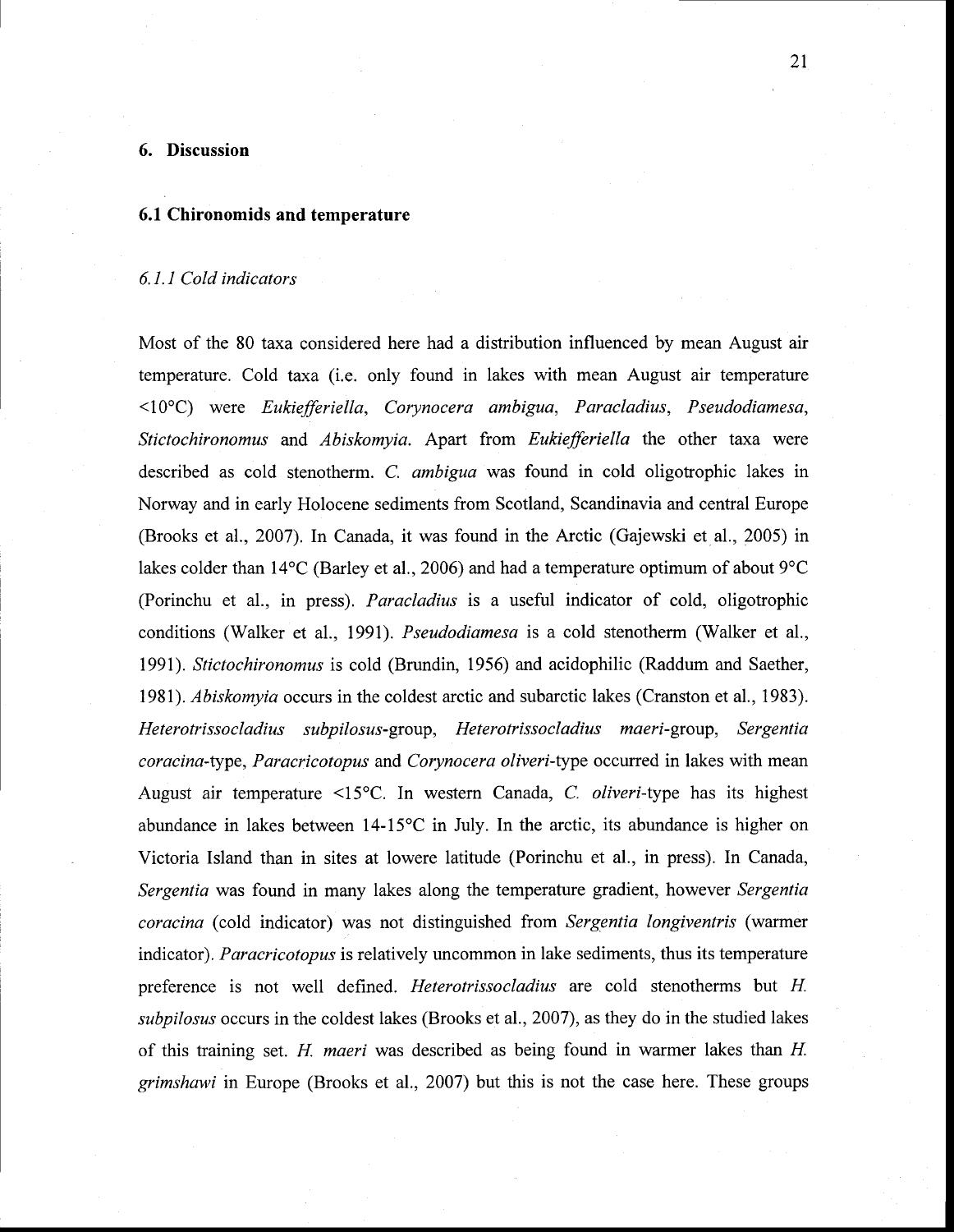## 6. Discussion

### 6.1 Chironomids and temperature

#### *6.1.1 Cold indicators*

Most of the 80 taxa considered here had a distribution influenced by mean August air temperature. Cold taxa (i.e. only found in lakes with mean August air temperature <10°C) were *Eukiefferiella*, *Corynocera ambigua*, *Paracladius*, *Pseudodiamesa*, *Stictochironomus* and *Abiskomyia*. Apart from *Eukiefferiella* the other taxa were described as cold stenotherm. *C. ambigua* was found in cold oligotrophic lakes in Norway and in early Holocene sediments from Scotland, Scandinavia and central Europe (Brooks et al., 2007). In Canada, it was found in the Arctic (Gajewski et al., 2005) in lakes colder than 14°C (Barley et al., 2006) and had a temperature optimum of about 9°C (Porinchu et al., in press). *Paracladius* is a useful indicator of cold, oligotrophic conditions (Walker et al., 1991). *Pseudodiamesa* is a cold stenotherm (Walker et al., 1991). *Stictochironomus* is cold (Brundin, 1956) and acidophilic (Raddum and Saether, 1981). *Abiskomyia* occurs in the coldest arctic and subarctic lakes (Cranston et al., 1983). *Heterotrissocladius subpilosus*-group, *Heterotrissocladius maeri*-group, *Sergentia coracina*-type, *Paracricotopus* and *Corynocera oliveri*-type occurred in lakes with mean August air temperature <15°C. In western Canada, *C. oliveri*-type has its highest abundance in lakes between 14-15°C in July. In the arctic, its abundance is higher on Victoria Island than in sites at lowere latitude (Porinchu et al., in press). In Canada, *Sergentia* was found in many lakes along the temperature gradient, however *Sergentia coracina* (cold indicator) was not distinguished from *Sergentia longiventris* (warmer indicator). *Paracricotopus* is relatively uncommon in lake sediments, thus its temperature preference is not well defined. *Heterotrissocladius* are cold stenotherms but *H. subpilosus* occurs in the coldest lakes (Brooks et al., 2007), as they do in the studied lakes of this training set. *H. maeri* was described as being found in warmer lakes than *H. grimshawi* in Europe (Brooks et al., 2007) but this is not the case here. These groups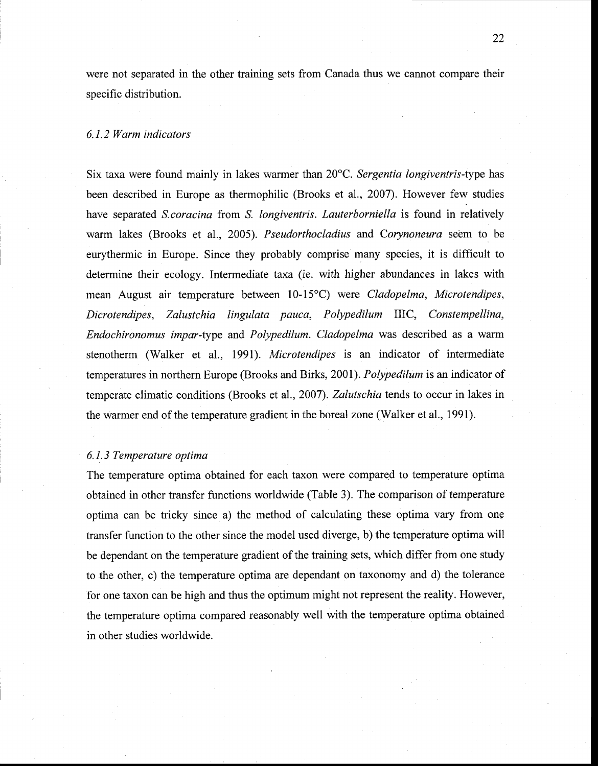were not separated in the other training sets from Canada thus we cannot compare their specific distribution.

### *6.1.2 Warm indicators*

Six taxa were found mainly in lakes warmer than 20°C. *Sergentia longiventris*-type has been described in Europe as thermophilic (Brooks et al., 2007). However few studies have separated *S.coracina* from *S. longiventris*. *Lauterborniella* is found in relatively warm lakes (Brooks et al., 2005). *Pseudorthocladius* and *Corynoneura* seem to be eurythermic in Europe. Since they probably comprise many species, it is difficult to determine their ecology. Intermediate taxa (ie. with higher abundances in lakes with mean August air temperature between 10-15°C) were *Cladopelma*, *Microtendipes*, *Dicrotendipes*, *Zalustchia lingulata pauca*, *Polypedilum* IIIC, *Constempellina*, *Endochironomus impar*-type and *Polypedilum*. *Cladopelma* was described as a warm stenotherm (Walker et al., 1991). *Microtendipes* is an indicator of intermediate temperatures in northern Europe (Brooks and Birks, 2001). *Polypedilum* is an indicator of temperate climatic conditions (Brooks et al., 2007). *Zalutschia* tends to occur in lakes in the warmer end of the temperature gradient in the boreal zone (Walker et al., 1991).

### *6.1.3 Temperature optima*

The temperature optima obtained for each taxon were compared to temperature optima obtained in other transfer functions worldwide (Table 3). The comparison of temperature optima can be tricky since a) the method of calculating these optima vary from one transfer function to the other since the model used diverge, b) the temperature optima will be dependant on the temperature gradient of the training sets, which differ from one study to the other, c) the temperature optima are dependant on taxonomy and d) the tolerance for one taxon can be high and thus the optimum might not represent the reality. However, the temperature optima compared reasonably well with the temperature optima obtained in other studies worldwide.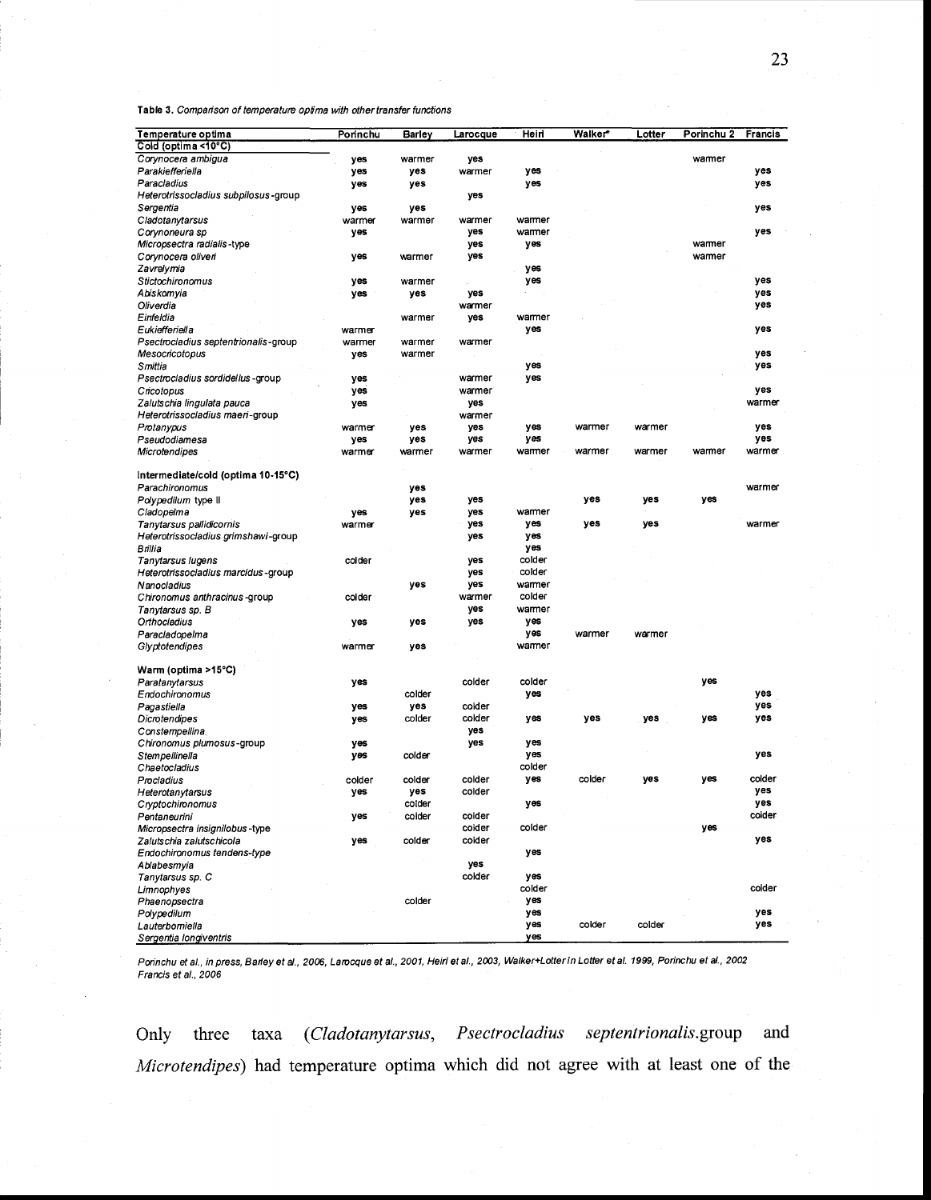**Table 3.** *Comparison of temperature optima with other transfer functions*

| Temperature optima | Porinchu | Barley | Larocque | Heiri | Walker* | Lotter | Porinchu 2 | Francis |
|---|---|---|---|---|---|---|---|---|
| **Cold (optima <10°C)** | | | | | | | | |
| *Corynocera ambigua* | yes | warmer | yes | | | | warmer | |
| *Parakiefferiella* | yes | yes | warmer | yes | | | | yes |
| *Paracladius* | yes | yes | | yes | | | | yes |
| *Heterotrissocladius subpilosus*-group | | | yes | | | | | |
| *Sergentia* | yes | yes | | | | | | yes |
| *Cladotanytarsus* | warmer | warmer | warmer | warmer | | | | |
| *Corynoneura sp* | yes | | yes | warmer | | | | yes |
| *Micropsectra radialis*-type | | | yes | yes | | | warmer | |
| *Corynocera oliveri* | yes | warmer | yes | | | | warmer | |
| *Zavrelymia* | | | | yes | | | | |
| *Stictochironomus* | yes | warmer | | yes | | | | yes |
| *Abiskomyia* | yes | yes | yes | | | | | yes |
| *Oliverdia* | | | warmer | | | | | yes |
| *Einfeldia* | | warmer | yes | warmer | | | | |
| *Eukiefferiella* | warmer | | | yes | | | | yes |
| *Psectrocladius septentrionalis*-group | warmer | warmer | warmer | | | | | |
| *Mesocricotopus* | yes | warmer | | | | | | yes |
| *Smittia* | | | | yes | | | | yes |
| *Psectrocladius sordidellus*-group | yes | | warmer | yes | | | | |
| *Cricotopus* | yes | | warmer | | | | | yes |
| *Zalutschia lingulata pauca* | yes | | yes | | | | | warmer |
| *Heterotrissocladius maeri*-group | | | warmer | | | | | |
| *Protanypus* | warmer | yes | yes | yes | warmer | warmer | | yes |
| *Pseudodiamesa* | yes | yes | yes | yes | | | | yes |
| *Microtendipes* | warmer | warmer | warmer | warmer | warmer | warmer | warmer | warmer |
| **Intermediate/cold (optima 10-15°C)** | | | | | | | | |
| *Parachironomus* | | yes | | | | | | warmer |
| *Polypedilum* type II | | yes | yes | | yes | yes | yes | |
| *Cladopelma* | yes | yes | yes | warmer | | | | |
| *Tanytarsus pallidicornis* | warmer | | yes | yes | yes | yes | | warmer |
| *Heterotrissocladius grimshawi*-group | | | yes | yes | | | | |
| *Brillia* | | | | yes | | | | |
| *Tanytarsus lugens* | colder | | yes | colder | | | | |
| *Heterotrissocladius marcidus*-group | | | yes | colder | | | | |
| *Nanocladius* | | yes | yes | warmer | | | | |
| *Chironomus anthracinus*-group | colder | | warmer | colder | | | | |
| *Tanytarsus sp. B* | | | yes | warmer | | | | |
| *Orthocladius* | yes | yes | yes | yes | | | | |
| *Paracladopelma* | | | | yes | warmer | warmer | | |
| *Glyptotendipes* | warmer | yes | | warmer | | | | |
| **Warm (optima >15°C)** | | | | | | | | |
| *Paratanytarsus* | yes | | colder | colder | | | yes | |
| *Endochironomus* | | colder | | yes | | | | yes |
| *Pagastiella* | yes | yes | colder | | | | | yes |
| *Dicrotendipes* | yes | colder | colder | yes | yes | yes | yes | yes |
| *Constempellina* | | | yes | | | | | |
| *Chironomus plumosus*-group | yes | | yes | yes | | | | |
| *Stempellinella* | yes | colder | | yes | | | | yes |
| *Chaetocladius* | | | | colder | | | | |
| *Procladius* | colder | colder | colder | yes | colder | yes | yes | colder |
| *Heterotanytarsus* | yes | yes | colder | | | | | yes |
| *Cryptochironomus* | | colder | | yes | | | | yes |
| *Pentaneurini* | yes | colder | colder | | | | | colder |
| *Micropsectra insignilobus*-type | | | colder | colder | | | yes | |
| *Zalutschia zalutschicola* | yes | colder | colder | | | | | yes |
| *Endochironomus tendens*-type | | | | yes | | | | |
| *Ablabesmyia* | | | yes | | | | | |
| *Tanytarsus sp. C* | | | colder | yes | | | | |
| *Limnophyes* | | | | colder | | | | colder |
| *Phaenopsectra* | | colder | | yes | | | | |
| *Polypedilum* | | | | yes | | | | yes |
| *Lauterborniella* | | | | yes | colder | colder | | yes |
| *Sergentia longiventris* | | | | yes | | | | |

*Porinchu et al., in press, Barley et al., 2006, Larocque et al., 2001, Heiri et al., 2003, Walker+Lotter in Lotter et al. 1999, Porinchu et al., 2002 Francis et al., 2006*

Only three taxa (*Cladotanytarsus*, *Psectrocladius septentrionalis*.group and *Microtendipes*) had temperature optima which did not agree with at least one of the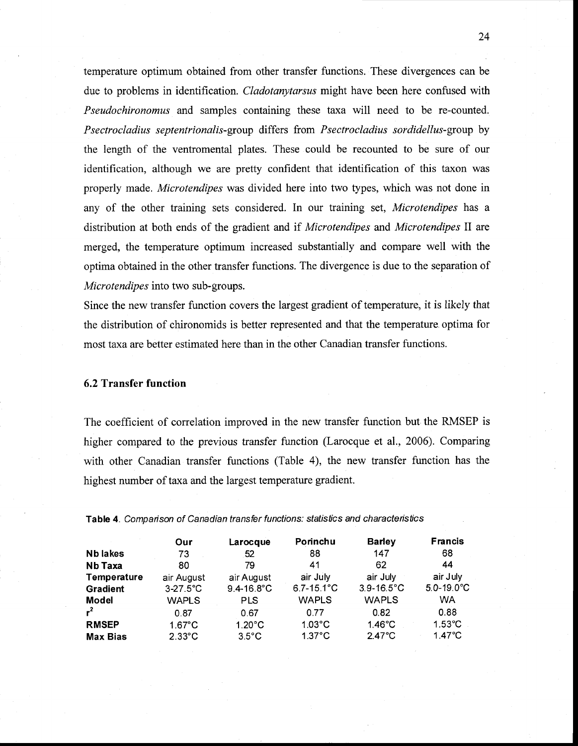temperature optimum obtained from other transfer functions. These divergences can be due to problems in identification. *Cladotanytarsus* might have been here confused with *Pseudochironomus* and samples containing these taxa will need to be re-counted. *Psectrocladius septentrionalis*-group differs from *Psectrocladius sordidellus*-group by the length of the ventromental plates. These could be recounted to be sure of our identification, although we are pretty confident that identification of this taxon was properly made. *Microtendipes* was divided here into two types, which was not done in any of the other training sets considered. In our training set, *Microtendipes* has a distribution at both ends of the gradient and if *Microtendipes* and *Microtendipes* II are merged, the temperature optimum increased substantially and compare well with the optima obtained in the other transfer functions. The divergence is due to the separation of *Microtendipes* into two sub-groups.

Since the new transfer function covers the largest gradient of temperature, it is likely that the distribution of chironomids is better represented and that the temperature optima for most taxa are better estimated here than in the other Canadian transfer functions.

### 6.2 Transfer function

The coefficient of correlation improved in the new transfer function but the RMSEP is higher compared to the previous transfer function (Larocque et al., 2006). Comparing with other Canadian transfer functions (Table 4), the new transfer function has the highest number of taxa and the largest temperature gradient.

**Table 4**. *Comparison of Canadian transfer functions: statistics and characteristics*

| | Our | Larocque | Porinchu | Barley | Francis |
|---|---|---|---|---|---|
| **Nb lakes** | 73 | 52 | 88 | 147 | 68 |
| **Nb Taxa** | 80 | 79 | 41 | 62 | 44 |
| **Temperature** | air August | air August | air July | air July | air July |
| **Gradient** | 3-27.5°C | 9.4-16.8°C | 6.7-15.1°C | 3.9-16.5°C | 5.0-19.0°C |
| **Model** | WAPLS | PLS | WAPLS | WAPLS | WA |
| **$r^2$** | 0.87 | 0.67 | 0.77 | 0.82 | 0.88 |
| **RMSEP** | 1.67°C | 1.20°C | 1.03°C | 1.46°C | 1.53°C |
| **Max Bias** | 2.33°C | 3.5°C | 1.37°C | 2.47°C | 1.47°C |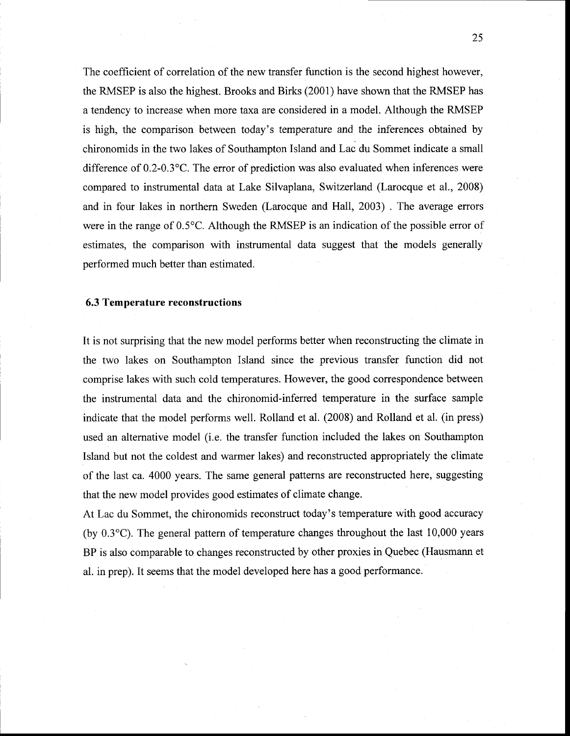The coefficient of correlation of the new transfer function is the second highest however, the RMSEP is also the highest. Brooks and Birks (2001) have shown that the RMSEP has a tendency to increase when more taxa are considered in a model. Although the RMSEP is high, the comparison between today's temperature and the inferences obtained by chironomids in the two lakes of Southampton Island and Lac du Sommet indicate a small difference of 0.2-0.3°C. The error of prediction was also evaluated when inferences were compared to instrumental data at Lake Silvaplana, Switzerland (Larocque et al., 2008) and in four lakes in northern Sweden (Larocque and Hall, 2003) . The average errors were in the range of 0.5°C. Although the RMSEP is an indication of the possible error of estimates, the comparison with instrumental data suggest that the models generally performed much better than estimated.

### 6.3 Temperature reconstructions

It is not surprising that the new model performs better when reconstructing the climate in the two lakes on Southampton Island since the previous transfer function did not comprise lakes with such cold temperatures. However, the good correspondence between the instrumental data and the chironomid-inferred temperature in the surface sample indicate that the model performs well. Rolland et al. (2008) and Rolland et al. (in press) used an alternative model (i.e. the transfer function included the lakes on Southampton Island but not the coldest and warmer lakes) and reconstructed appropriately the climate of the last ca. 4000 years. The same general patterns are reconstructed here, suggesting that the new model provides good estimates of climate change.

At Lac du Sommet, the chironomids reconstruct today's temperature with good accuracy (by 0.3°C). The general pattern of temperature changes throughout the last 10,000 years BP is also comparable to changes reconstructed by other proxies in Quebec (Hausmann et al. in prep). It seems that the model developed here has a good performance.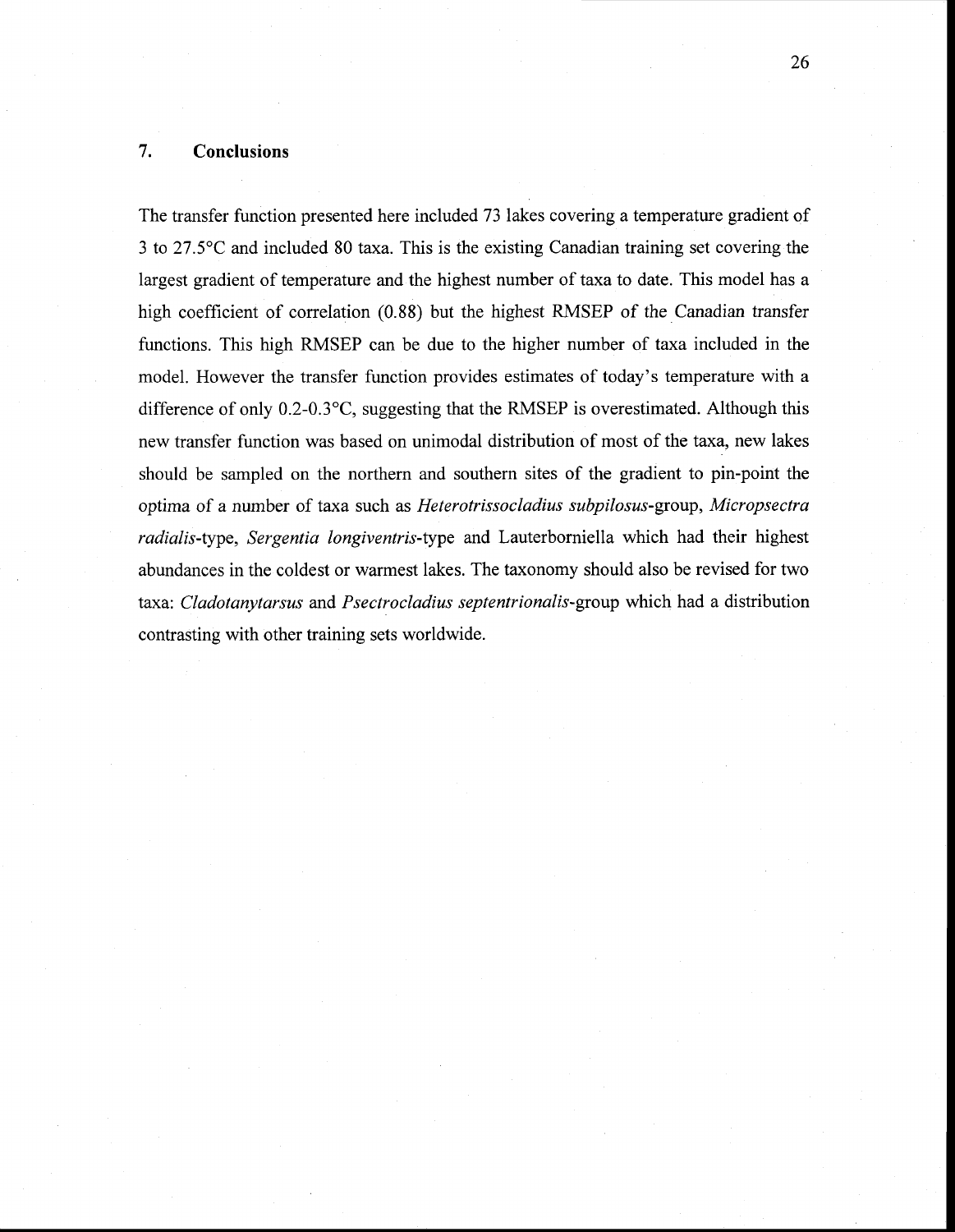## 7. Conclusions

The transfer function presented here included 73 lakes covering a temperature gradient of 3 to 27.5°C and included 80 taxa. This is the existing Canadian training set covering the largest gradient of temperature and the highest number of taxa to date. This model has a high coefficient of correlation (0.88) but the highest RMSEP of the Canadian transfer functions. This high RMSEP can be due to the higher number of taxa included in the model. However the transfer function provides estimates of today's temperature with a difference of only 0.2-0.3°C, suggesting that the RMSEP is overestimated. Although this new transfer function was based on unimodal distribution of most of the taxa, new lakes should be sampled on the northern and southern sites of the gradient to pin-point the optima of a number of taxa such as *Heterotrissocladius subpilosus*-group, *Micropsectra radialis*-type, *Sergentia longiventris*-type and Lauterborniella which had their highest abundances in the coldest or warmest lakes. The taxonomy should also be revised for two taxa: *Cladotanytarsus* and *Psectrocladius septentrionalis*-group which had a distribution contrasting with other training sets worldwide.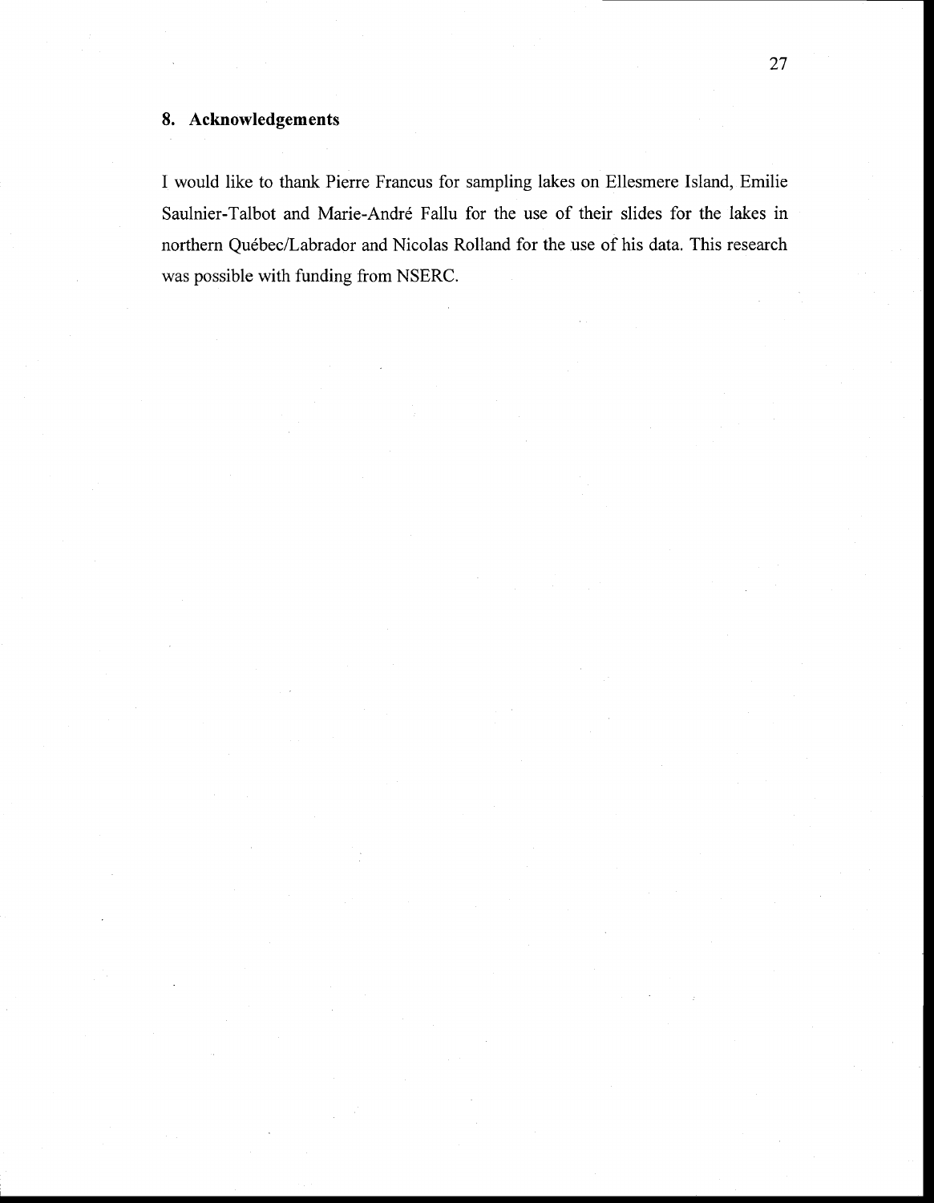## 8. Acknowledgements

I would like to thank Pierre Francus for sampling lakes on Ellesmere Island, Emilie Saulnier-Talbot and Marie-André Fallu for the use of their slides for the lakes in northern Québec/Labrador and Nicolas Rolland for the use of his data. This research was possible with funding from NSERC.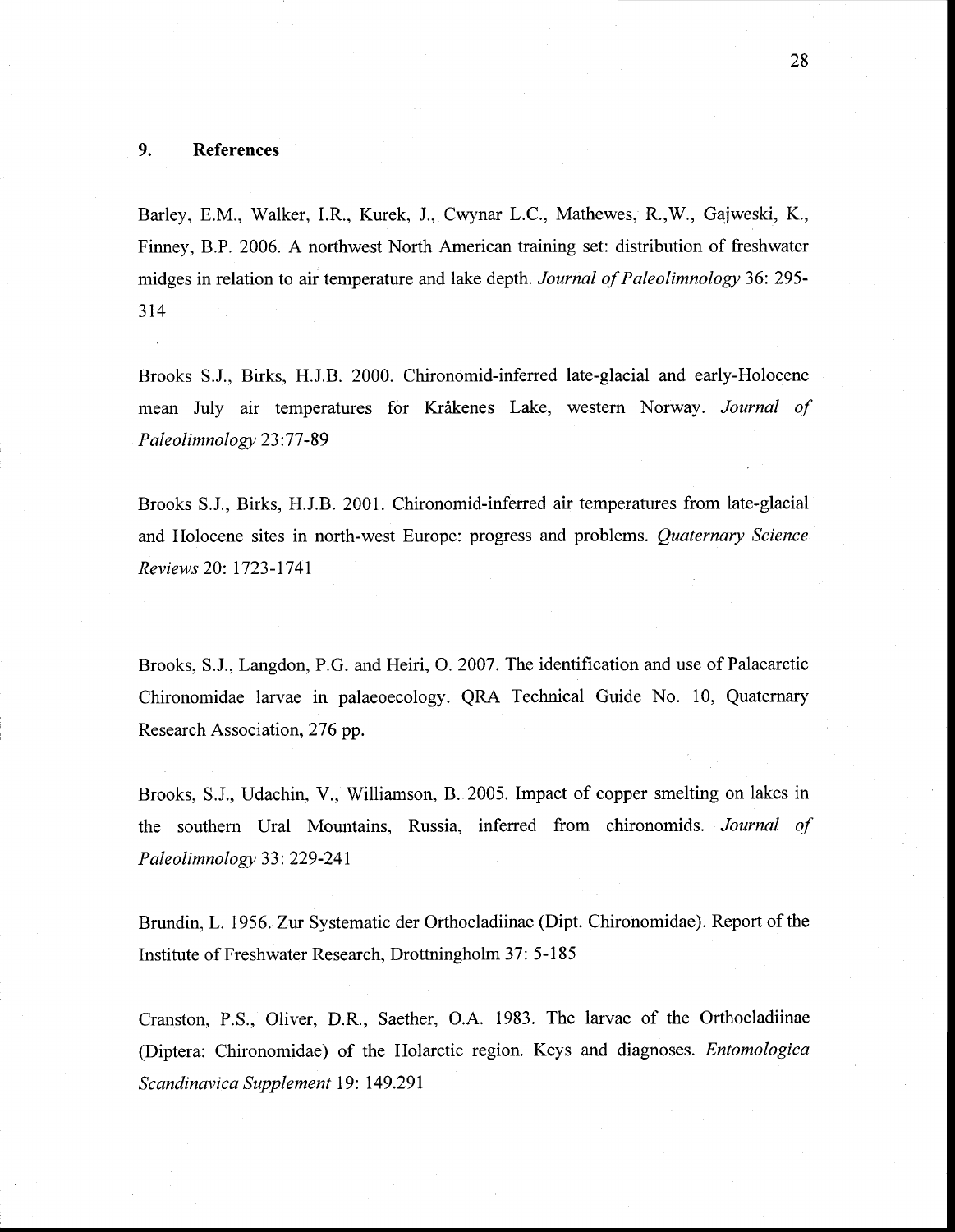## 9. References

Barley, E.M., Walker, I.R., Kurek, J., Cwynar L.C., Mathewes, R.,W., Gajweski, K., Finney, B.P. 2006. A northwest North American training set: distribution of freshwater midges in relation to air temperature and lake depth. *Journal of Paleolimnology* 36: 295-314

Brooks S.J., Birks, H.J.B. 2000. Chironomid-inferred late-glacial and early-Holocene mean July air temperatures for Kråkenes Lake, western Norway. *Journal of Paleolimnology* 23:77-89

Brooks S.J., Birks, H.J.B. 2001. Chironomid-inferred air temperatures from late-glacial and Holocene sites in north-west Europe: progress and problems. *Quaternary Science Reviews* 20: 1723-1741

Brooks, S.J., Langdon, P.G. and Heiri, O. 2007. The identification and use of Palaearctic Chironomidae larvae in palaeoecology. QRA Technical Guide No. 10, Quaternary Research Association, 276 pp.

Brooks, S.J., Udachin, V., Williamson, B. 2005. Impact of copper smelting on lakes in the southern Ural Mountains, Russia, inferred from chironomids. *Journal of Paleolimnology* 33: 229-241

Brundin, L. 1956. Zur Systematic der Orthocladiinae (Dipt. Chironomidae). Report of the Institute of Freshwater Research, Drottningholm 37: 5-185

Cranston, P.S., Oliver, D.R., Saether, O.A. 1983. The larvae of the Orthocladiinae (Diptera: Chironomidae) of the Holarctic region. Keys and diagnoses. *Entomologica Scandinavica Supplement* 19: 149.291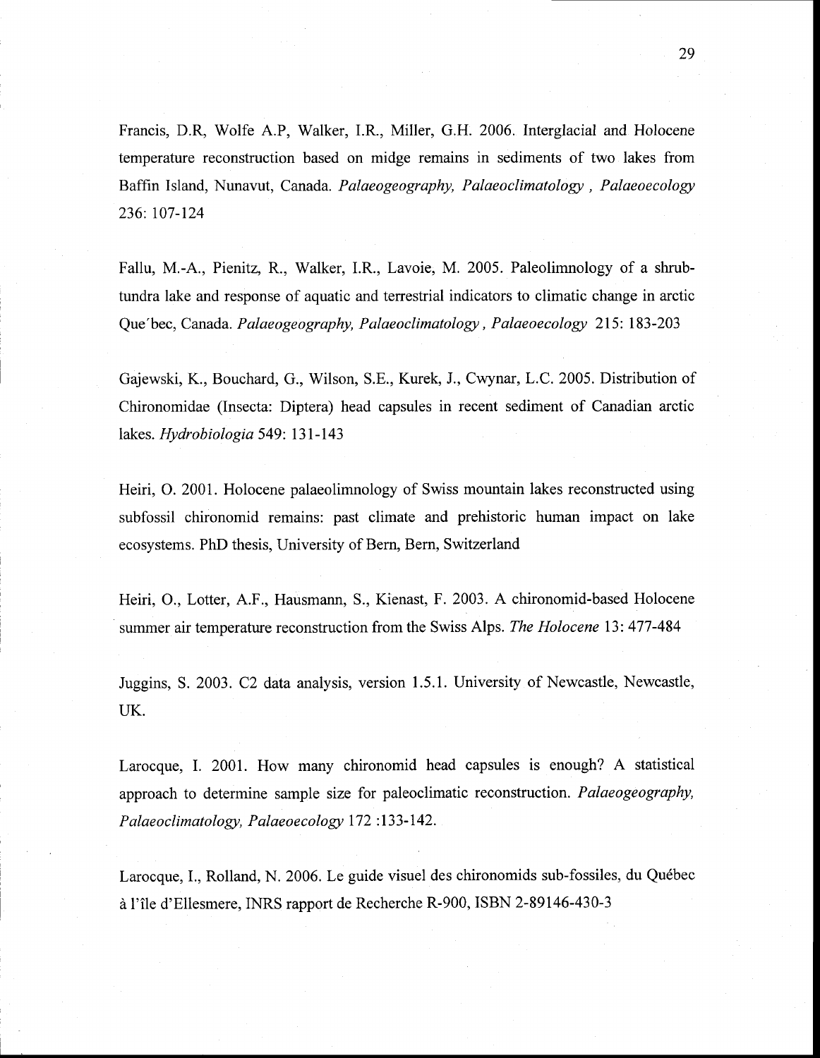Francis, D.R, Wolfe A.P, Walker, I.R., Miller, G.H. 2006. Interglacial and Holocene temperature reconstruction based on midge remains in sediments of two lakes from Baffin Island, Nunavut, Canada. *Palaeogeography, Palaeoclimatology , Palaeoecology* 236: 107-124

Fallu, M.-A., Pienitz, R., Walker, I.R., Lavoie, M. 2005. Paleolimnology of a shrub-tundra lake and response of aquatic and terrestrial indicators to climatic change in arctic Que´bec, Canada. *Palaeogeography, Palaeoclimatology , Palaeoecology* 215: 183-203

Gajewski, K., Bouchard, G., Wilson, S.E., Kurek, J., Cwynar, L.C. 2005. Distribution of Chironomidae (Insecta: Diptera) head capsules in recent sediment of Canadian arctic lakes. *Hydrobiologia* 549: 131-143

Heiri, O. 2001. Holocene palaeolimnology of Swiss mountain lakes reconstructed using subfossil chironomid remains: past climate and prehistoric human impact on lake ecosystems. PhD thesis, University of Bern, Bern, Switzerland

Heiri, O., Lotter, A.F., Hausmann, S., Kienast, F. 2003. A chironomid-based Holocene summer air temperature reconstruction from the Swiss Alps. *The Holocene* 13: 477-484

Juggins, S. 2003. C2 data analysis, version 1.5.1. University of Newcastle, Newcastle, UK.

Larocque, I. 2001. How many chironomid head capsules is enough? A statistical approach to determine sample size for paleoclimatic reconstruction. *Palaeogeography, Palaeoclimatology, Palaeoecology* 172 :133-142.

Larocque, I., Rolland, N. 2006. Le guide visuel des chironomids sub-fossiles, du Québec à l'île d'Ellesmere, INRS rapport de Recherche R-900, ISBN 2-89146-430-3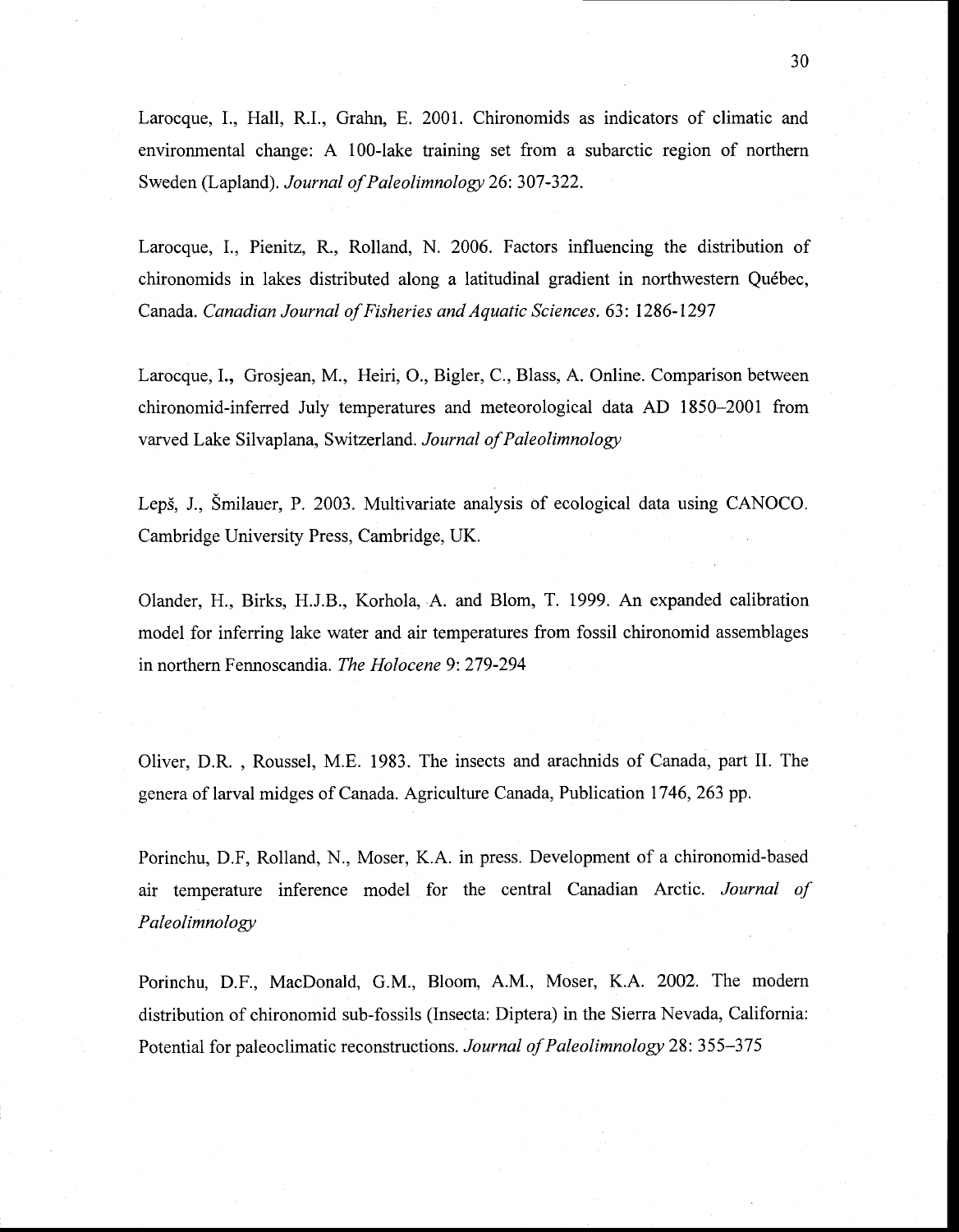Larocque, I., Hall, R.I., Grahn, E. 2001. Chironomids as indicators of climatic and environmental change: A 100-lake training set from a subarctic region of northern Sweden (Lapland). *Journal of Paleolimnology* 26: 307-322.

Larocque, I., Pienitz, R., Rolland, N. 2006. Factors influencing the distribution of chironomids in lakes distributed along a latitudinal gradient in northwestern Québec, Canada. *Canadian Journal of Fisheries and Aquatic Sciences*. 63: 1286-1297

Larocque, I., Grosjean, M., Heiri, O., Bigler, C., Blass, A. Online. Comparison between chironomid-inferred July temperatures and meteorological data AD 1850–2001 from varved Lake Silvaplana, Switzerland. *Journal of Paleolimnology*

Lepš, J., Šmilauer, P. 2003. Multivariate analysis of ecological data using CANOCO. Cambridge University Press, Cambridge, UK.

Olander, H., Birks, H.J.B., Korhola, A. and Blom, T. 1999. An expanded calibration model for inferring lake water and air temperatures from fossil chironomid assemblages in northern Fennoscandia. *The Holocene* 9: 279-294

Oliver, D.R. , Roussel, M.E. 1983. The insects and arachnids of Canada, part II. The genera of larval midges of Canada. Agriculture Canada, Publication 1746, 263 pp.

Porinchu, D.F, Rolland, N., Moser, K.A. in press. Development of a chironomid-based air temperature inference model for the central Canadian Arctic. *Journal of Paleolimnology*

Porinchu, D.F., MacDonald, G.M., Bloom, A.M., Moser, K.A. 2002. The modern distribution of chironomid sub-fossils (Insecta: Diptera) in the Sierra Nevada, California: Potential for paleoclimatic reconstructions. *Journal of Paleolimnology* 28: 355–375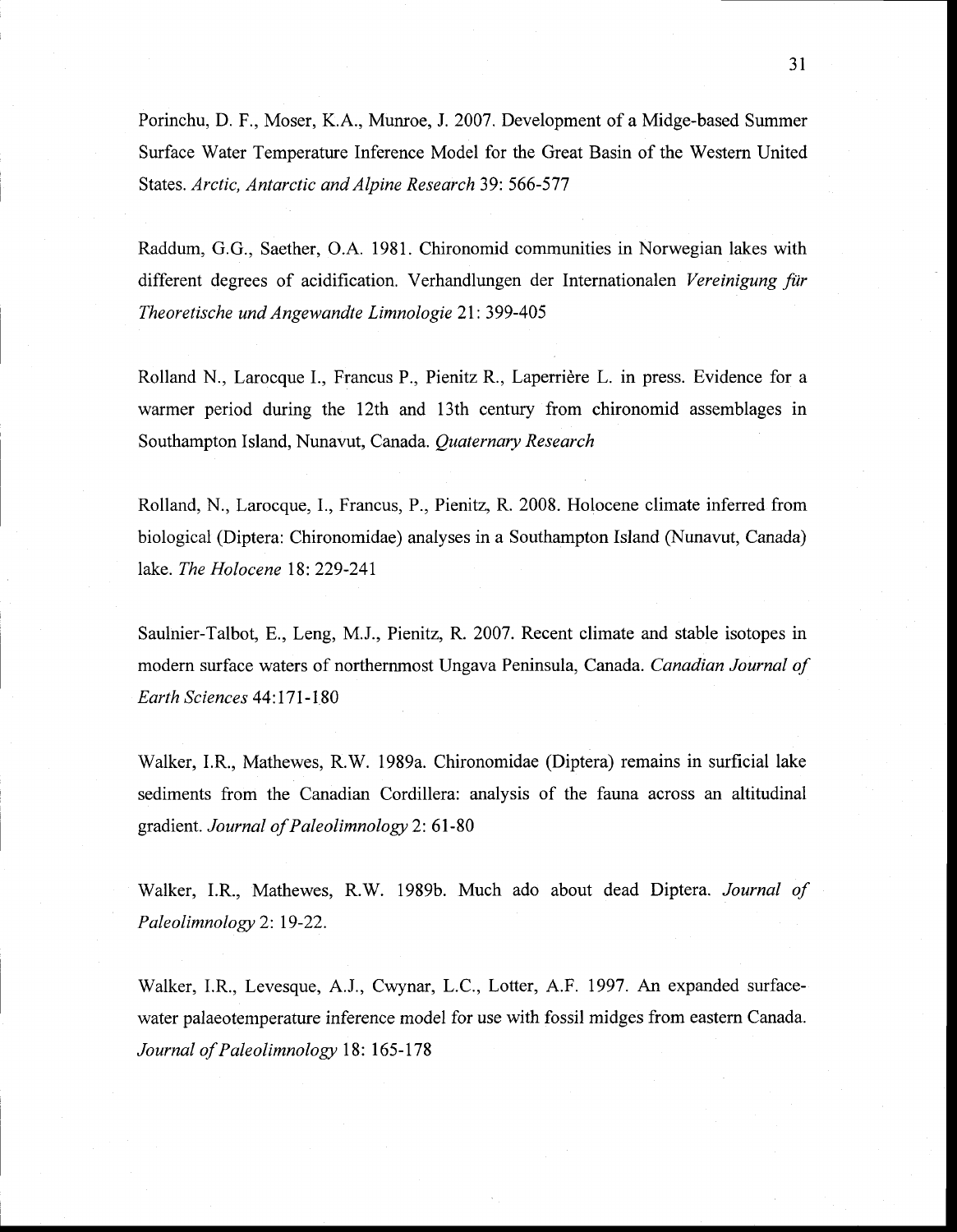Porinchu, D. F., Moser, K.A., Munroe, J. 2007. Development of a Midge-based Summer Surface Water Temperature Inference Model for the Great Basin of the Western United States. *Arctic, Antarctic and Alpine Research* 39: 566-577

Raddum, G.G., Saether, O.A. 1981. Chironomid communities in Norwegian lakes with different degrees of acidification. Verhandlungen der Internationalen *Vereinigung für Theoretische und Angewandte Limnologie* 21: 399-405

Rolland N., Larocque I., Francus P., Pienitz R., Laperrière L. in press. Evidence for a warmer period during the 12th and 13th century from chironomid assemblages in Southampton Island, Nunavut, Canada. *Quaternary Research*

Rolland, N., Larocque, I., Francus, P., Pienitz, R. 2008. Holocene climate inferred from biological (Diptera: Chironomidae) analyses in a Southampton Island (Nunavut, Canada) lake. *The Holocene* 18: 229-241

Saulnier-Talbot, E., Leng, M.J., Pienitz, R. 2007. Recent climate and stable isotopes in modern surface waters of northernmost Ungava Peninsula, Canada. *Canadian Journal of Earth Sciences* 44:171-180

Walker, I.R., Mathewes, R.W. 1989a. Chironomidae (Diptera) remains in surficial lake sediments from the Canadian Cordillera: analysis of the fauna across an altitudinal gradient. *Journal of Paleolimnology* 2: 61-80

Walker, I.R., Mathewes, R.W. 1989b. Much ado about dead Diptera. *Journal of Paleolimnology* 2: 19-22.

Walker, I.R., Levesque, A.J., Cwynar, L.C., Lotter, A.F. 1997. An expanded surface-water palaeotemperature inference model for use with fossil midges from eastern Canada. *Journal of Paleolimnology* 18: 165-178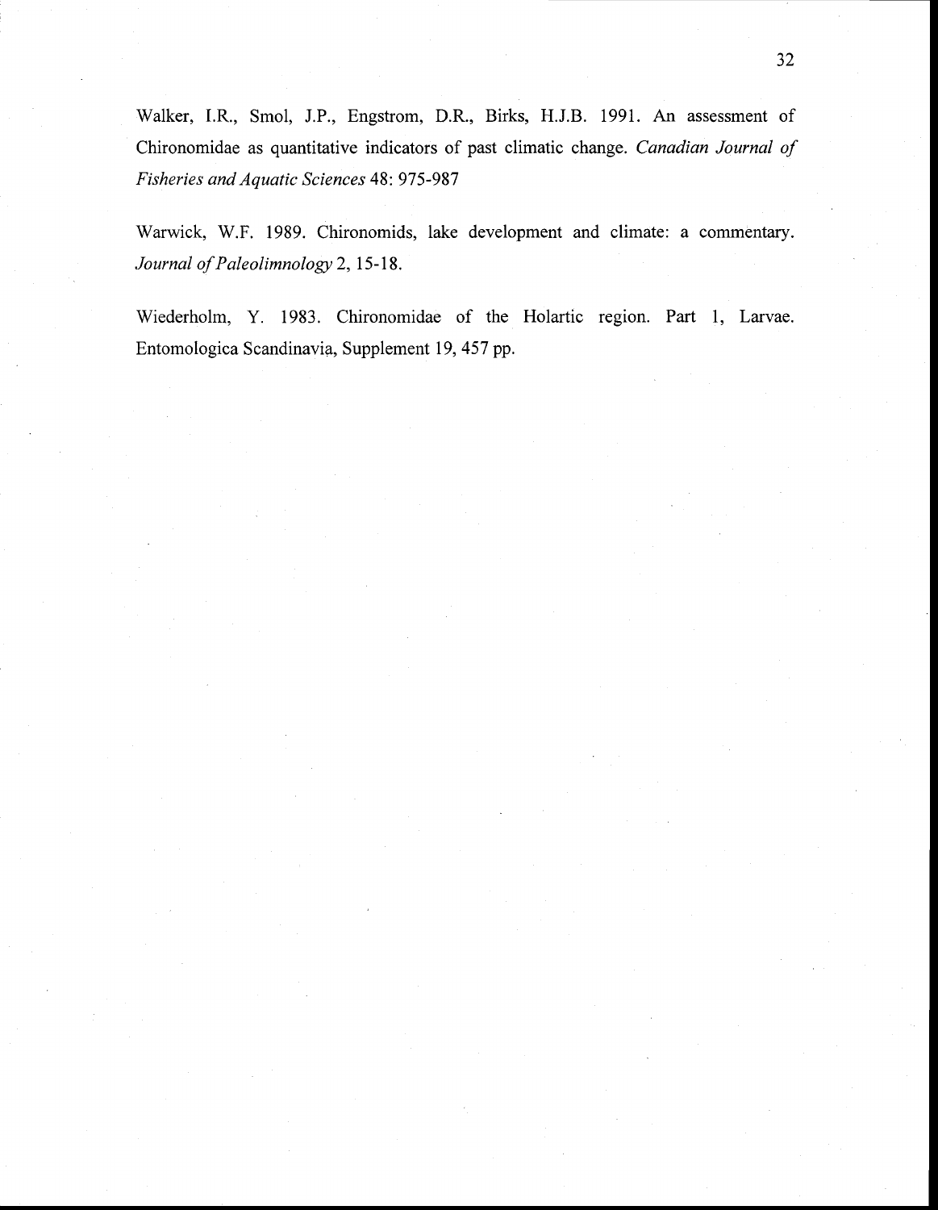Walker, I.R., Smol, J.P., Engstrom, D.R., Birks, H.J.B. 1991. An assessment of Chironomidae as quantitative indicators of past climatic change. *Canadian Journal of Fisheries and Aquatic Sciences* 48: 975-987

Warwick, W.F. 1989. Chironomids, lake development and climate: a commentary. *Journal of Paleolimnology* 2, 15-18.

Wiederholm, Y. 1983. Chironomidae of the Holartic region. Part 1, Larvae. Entomologica Scandinavia, Supplement 19, 457 pp.